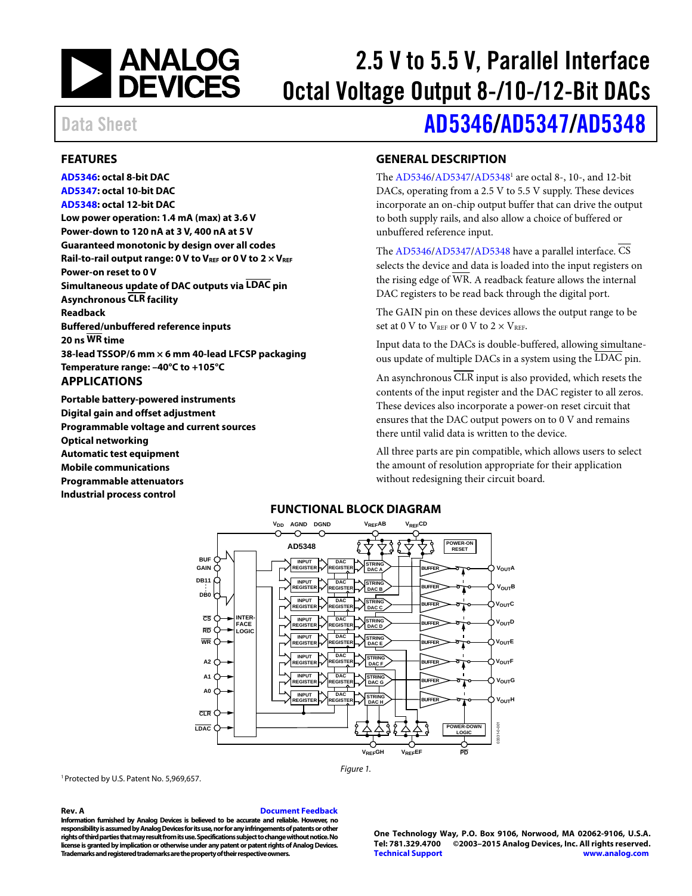# 2.5 V to 5.5 V, Parallel Interface Octal Voltage Output 8-/10-/12-Bit DACs

Data Sheet

# AD5346/AD5347/AD5348

## FEATURES

**AD5346: octal 8-bit DAC**
**AD5347: octal 10-bit DAC**
**AD5348: octal 12-bit DAC**
**Low power operation: 1.4 mA (max) at 3.6 V**
**Power-down to 120 nA at 3 V, 400 nA at 5 V**
**Guaranteed monotonic by design over all codes**
**Rail-to-rail output range: 0 V to $V_{REF}$ or 0 V to 2 × $V_{REF}$**
**Power-on reset to 0 V**
**Simultaneous update of DAC outputs via $\overline{\text{LDAC}}$ pin**
**Asynchronous $\overline{\text{CLR}}$ facility**
**Readback**
**Buffered/unbuffered reference inputs**
**20 ns $\overline{\text{WR}}$ time**
**38-lead TSSOP/6 mm × 6 mm 40-lead LFCSP packaging**
**Temperature range: −40°C to +105°C**

## APPLICATIONS

**Portable battery-powered instruments**
**Digital gain and offset adjustment**
**Programmable voltage and current sources**
**Optical networking**
**Automatic test equipment**
**Mobile communications**
**Programmable attenuators**
**Industrial process control**

## GENERAL DESCRIPTION

The AD5346/AD5347/AD5348[1] are octal 8-, 10-, and 12-bit DACs, operating from a 2.5 V to 5.5 V supply. These devices incorporate an on-chip output buffer that can drive the output to both supply rails, and also allow a choice of buffered or unbuffered reference input.

The AD5346/AD5347/AD5348 have a parallel interface. $\overline{\text{CS}}$ selects the device and data is loaded into the input registers on the rising edge of $\overline{\text{WR}}$. A readback feature allows the internal DAC registers to be read back through the digital port.

The GAIN pin on these devices allows the output range to be set at 0 V to $V_{REF}$ or 0 V to 2 × $V_{REF}$.

Input data to the DACs is double-buffered, allowing simultaneous update of multiple DACs in a system using the $\overline{\text{LDAC}}$ pin.

An asynchronous $\overline{\text{CLR}}$ input is also provided, which resets the contents of the input register and the DAC register to all zeros. These devices also incorporate a power-on reset circuit that ensures that the DAC output powers on to 0 V and remains there until valid data is written to the device.

All three parts are pin compatible, which allows users to select the amount of resolution appropriate for their application without redesigning their circuit board.

## FUNCTIONAL BLOCK DIAGRAM

Figure 1.

[1] Protected by U.S. Patent No. 5,969,657.

**Rev. A** Document Feedback

**Information furnished by Analog Devices is believed to be accurate and reliable. However, no responsibility is assumed by Analog Devices for its use, nor for any infringements of patents or other rights of third parties that may result from its use. Specifications subject to change without notice. No license is granted by implication or otherwise under any patent or patent rights of Analog Devices. Trademarks and registered trademarks are the property of their respective owners.**

**One Technology Way, P.O. Box 9106, Norwood, MA 02062-9106, U.S.A.**
**Tel: 781.329.4700 ©2003–2015 Analog Devices, Inc. All rights reserved.**
**Technical Support www.analog.com**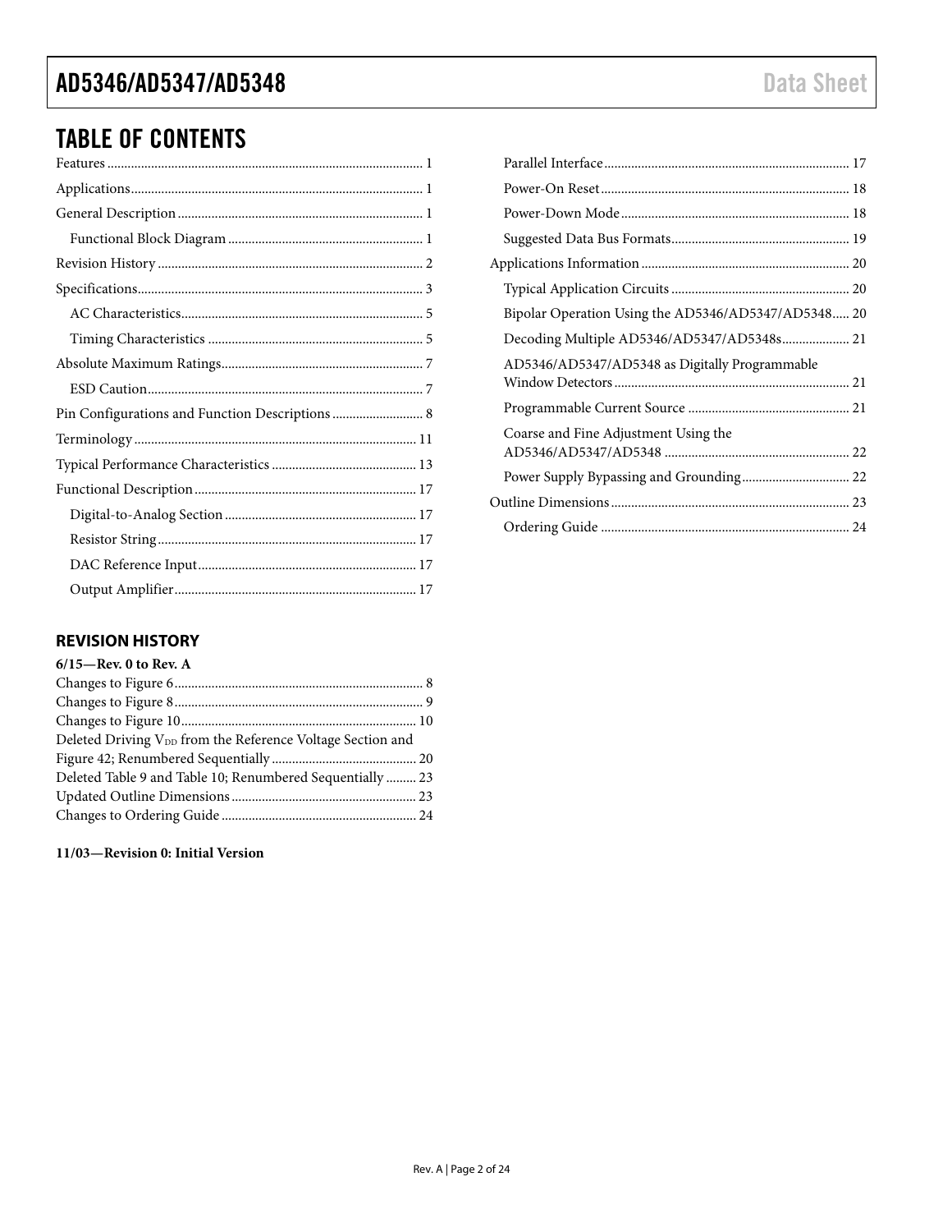## TABLE OF CONTENTS

Features ... 1
Applications ... 1
General Description ... 1
  Functional Block Diagram ... 1
Revision History ... 2
Specifications ... 3
  AC Characteristics ... 5
  Timing Characteristics ... 5
Absolute Maximum Ratings ... 7
  ESD Caution ... 7
Pin Configurations and Function Descriptions ... 8
Terminology ... 11
Typical Performance Characteristics ... 13
Functional Description ... 17
  Digital-to-Analog Section ... 17
  Resistor String ... 17
  DAC Reference Input ... 17
  Output Amplifier ... 17
  Parallel Interface ... 17
  Power-On Reset ... 18
  Power-Down Mode ... 18
  Suggested Data Bus Formats ... 19
Applications Information ... 20
  Typical Application Circuits ... 20
  Bipolar Operation Using the AD5346/AD5347/AD5348 ... 20
  Decoding Multiple AD5346/AD5347/AD5348s ... 21
  AD5346/AD5347/AD5348 as Digitally Programmable Window Detectors ... 21
  Programmable Current Source ... 21
  Coarse and Fine Adjustment Using the AD5346/AD5347/AD5348 ... 22
  Power Supply Bypassing and Grounding ... 22
Outline Dimensions ... 23
  Ordering Guide ... 24

### REVISION HISTORY

**6/15—Rev. 0 to Rev. A**

Changes to Figure 6 ... 8
Changes to Figure 8 ... 9
Changes to Figure 10 ... 10
Deleted Driving $V_{DD}$ from the Reference Voltage Section and Figure 42; Renumbered Sequentially ... 20
Deleted Table 9 and Table 10; Renumbered Sequentially ... 23
Updated Outline Dimensions ... 23
Changes to Ordering Guide ... 24

**11/03—Revision 0: Initial Version**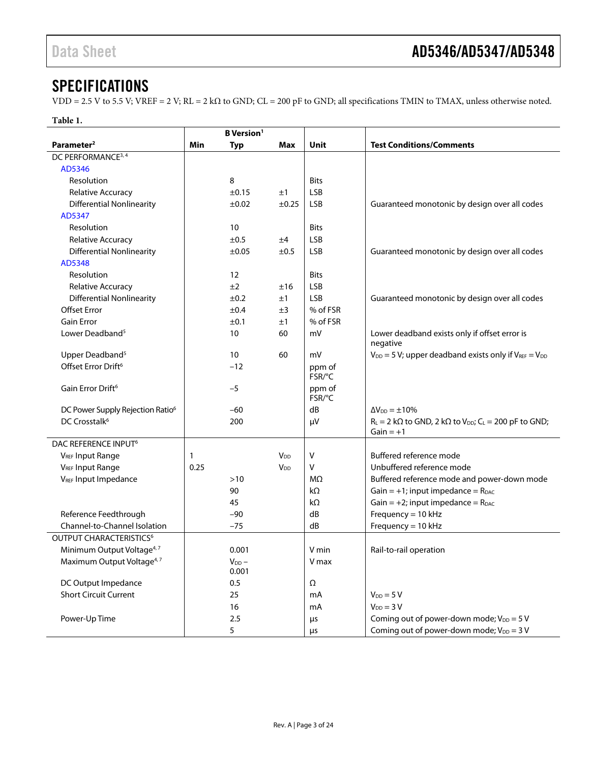## SPECIFICATIONS

VDD = 2.5 V to 5.5 V; VREF = 2 V; RL = 2 kΩ to GND; CL = 200 pF to GND; all specifications TMIN to TMAX, unless otherwise noted.

**Table 1.**

| Parameter[2] | B Version[1] Min | Typ | Max | Unit | Test Conditions/Comments |
|---|---|---|---|---|---|
| DC PERFORMANCE[3, 4] | | | | | |
| AD5346 | | | | | |
| Resolution | | 8 | | Bits | |
| Relative Accuracy | | ±0.15 | ±1 | LSB | |
| Differential Nonlinearity | | ±0.02 | ±0.25 | LSB | Guaranteed monotonic by design over all codes |
| AD5347 | | | | | |
| Resolution | | 10 | | Bits | |
| Relative Accuracy | | ±0.5 | ±4 | LSB | |
| Differential Nonlinearity | | ±0.05 | ±0.5 | LSB | Guaranteed monotonic by design over all codes |
| AD5348 | | | | | |
| Resolution | | 12 | | Bits | |
| Relative Accuracy | | ±2 | ±16 | LSB | |
| Differential Nonlinearity | | ±0.2 | ±1 | LSB | Guaranteed monotonic by design over all codes |
| Offset Error | | ±0.4 | ±3 | % of FSR | |
| Gain Error | | ±0.1 | ±1 | % of FSR | |
| Lower Deadband[5] | | 10 | 60 | mV | Lower deadband exists only if offset error is negative |
| Upper Deadband[5] | | 10 | 60 | mV | $V_{DD}$ = 5 V; upper deadband exists only if $V_{REF} = V_{DD}$ |
| Offset Error Drift[6] | | −12 | | ppm of FSR/°C | |
| Gain Error Drift[6] | | −5 | | ppm of FSR/°C | |
| DC Power Supply Rejection Ratio[6] | | −60 | | dB | $\Delta V_{DD}$ = ±10% |
| DC Crosstalk[6] | | 200 | | μV | $R_L$ = 2 kΩ to GND, 2 kΩ to $V_{DD}$; $C_L$ = 200 pF to GND; Gain = +1 |
| DAC REFERENCE INPUT[6] | | | | | |
| $V_{REF}$ Input Range | 1 | | $V_{DD}$ | V | Buffered reference mode |
| $V_{REF}$ Input Range | 0.25 | | $V_{DD}$ | V | Unbuffered reference mode |
| $V_{REF}$ Input Impedance | | >10 | | MΩ | Buffered reference mode and power-down mode |
| | | 90 | | kΩ | Gain = +1; input impedance = $R_{DAC}$ |
| | | 45 | | kΩ | Gain = +2; input impedance = $R_{DAC}$ |
| Reference Feedthrough | | −90 | | dB | Frequency = 10 kHz |
| Channel-to-Channel Isolation | | −75 | | dB | Frequency = 10 kHz |
| OUTPUT CHARACTERISTICS[6] | | | | | |
| Minimum Output Voltage[4, 7] | | 0.001 | | V min | Rail-to-rail operation |
| Maximum Output Voltage[4, 7] | | $V_{DD}$ − 0.001 | | V max | |
| DC Output Impedance | | 0.5 | | Ω | |
| Short Circuit Current | | 25 | | mA | $V_{DD}$ = 5 V |
| | | 16 | | mA | $V_{DD}$ = 3 V |
| Power-Up Time | | 2.5 | | μs | Coming out of power-down mode; $V_{DD}$ = 5 V |
| | | 5 | | μs | Coming out of power-down mode; $V_{DD}$ = 3 V |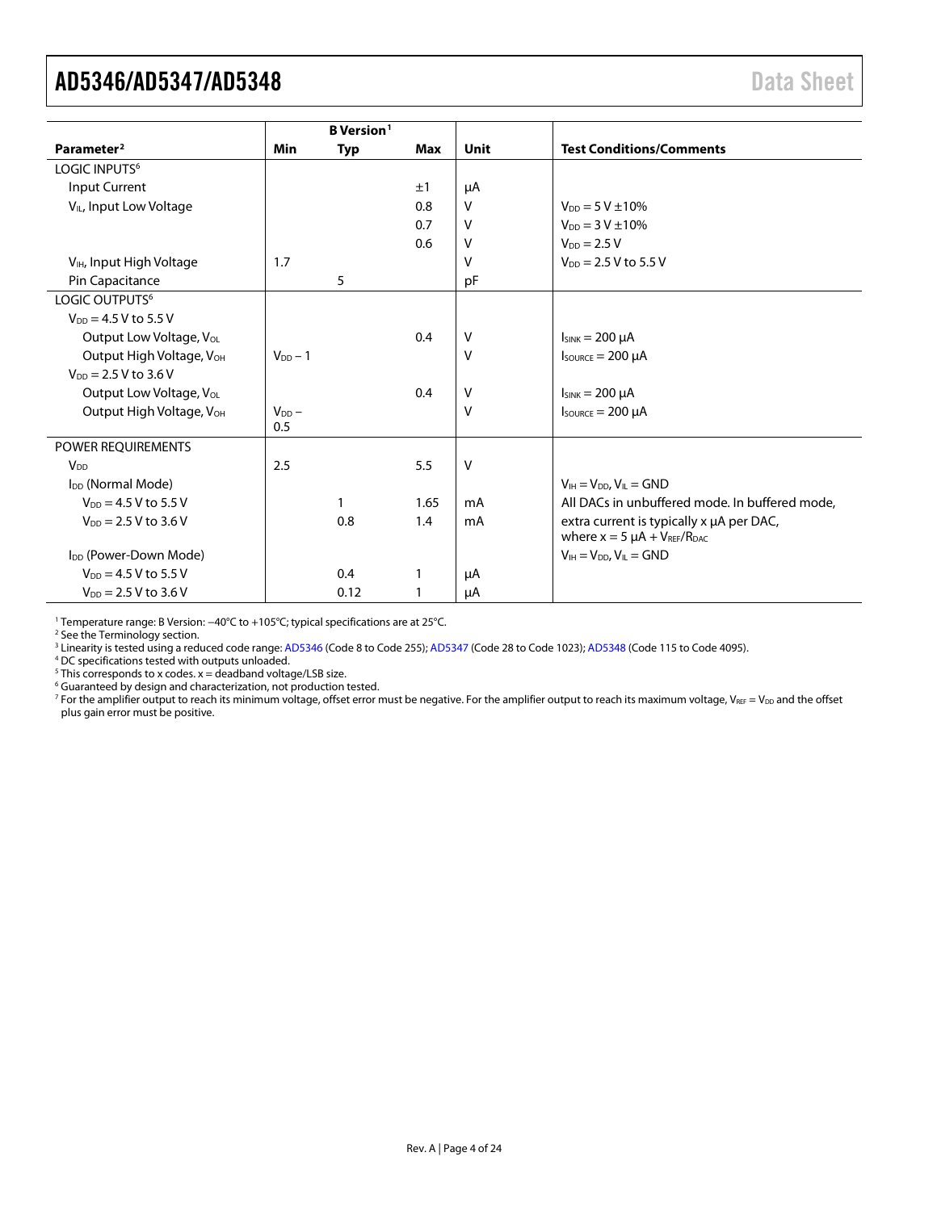| Parameter[2] | B Version[1] Min | Typ | Max | Unit | Test Conditions/Comments |
|---|---|---|---|---|---|
| LOGIC INPUTS[6] | | | | | |
| Input Current | | | ±1 | µA | |
| $V_{IL}$, Input Low Voltage | | | 0.8 | V | $V_{DD}$ = 5 V ±10% |
| | | | 0.7 | V | $V_{DD}$ = 3 V ±10% |
| | | | 0.6 | V | $V_{DD}$ = 2.5 V |
| $V_{IH}$, Input High Voltage | 1.7 | | | V | $V_{DD}$ = 2.5 V to 5.5 V |
| Pin Capacitance | | 5 | | pF | |
| LOGIC OUTPUTS[6] | | | | | |
| $V_{DD}$ = 4.5 V to 5.5 V | | | | | |
| Output Low Voltage, $V_{OL}$ | | | 0.4 | V | $I_{SINK}$ = 200 µA |
| Output High Voltage, $V_{OH}$ | $V_{DD}$ − 1 | | | V | $I_{SOURCE}$ = 200 µA |
| $V_{DD}$ = 2.5 V to 3.6 V | | | | | |
| Output Low Voltage, $V_{OL}$ | | | 0.4 | V | $I_{SINK}$ = 200 µA |
| Output High Voltage, $V_{OH}$ | $V_{DD}$ − 0.5 | | | V | $I_{SOURCE}$ = 200 µA |
| POWER REQUIREMENTS | | | | | |
| $V_{DD}$ | 2.5 | | 5.5 | V | |
| $I_{DD}$ (Normal Mode) | | | | | $V_{IH}$ = $V_{DD}$, $V_{IL}$ = GND |
| $V_{DD}$ = 4.5 V to 5.5 V | | 1 | 1.65 | mA | All DACs in unbuffered mode. In buffered mode, |
| $V_{DD}$ = 2.5 V to 3.6 V | | 0.8 | 1.4 | mA | extra current is typically x µA per DAC, where x = 5 µA + $V_{REF}/R_{DAC}$ |
| $I_{DD}$ (Power-Down Mode) | | | | | $V_{IH}$ = $V_{DD}$, $V_{IL}$ = GND |
| $V_{DD}$ = 4.5 V to 5.5 V | | 0.4 | 1 | µA | |
| $V_{DD}$ = 2.5 V to 3.6 V | | 0.12 | 1 | µA | |

[1] Temperature range: B Version: −40°C to +105°C; typical specifications are at 25°C.
[2] See the Terminology section.
[3] Linearity is tested using a reduced code range: AD5346 (Code 8 to Code 255); AD5347 (Code 28 to Code 1023); AD5348 (Code 115 to Code 4095).
[4] DC specifications tested with outputs unloaded.
[5] This corresponds to x codes. x = deadband voltage/LSB size.
[6] Guaranteed by design and characterization, not production tested.
[7] For the amplifier output to reach its minimum voltage, offset error must be negative. For the amplifier output to reach its maximum voltage, $V_{REF}$ = $V_{DD}$ and the offset plus gain error must be positive.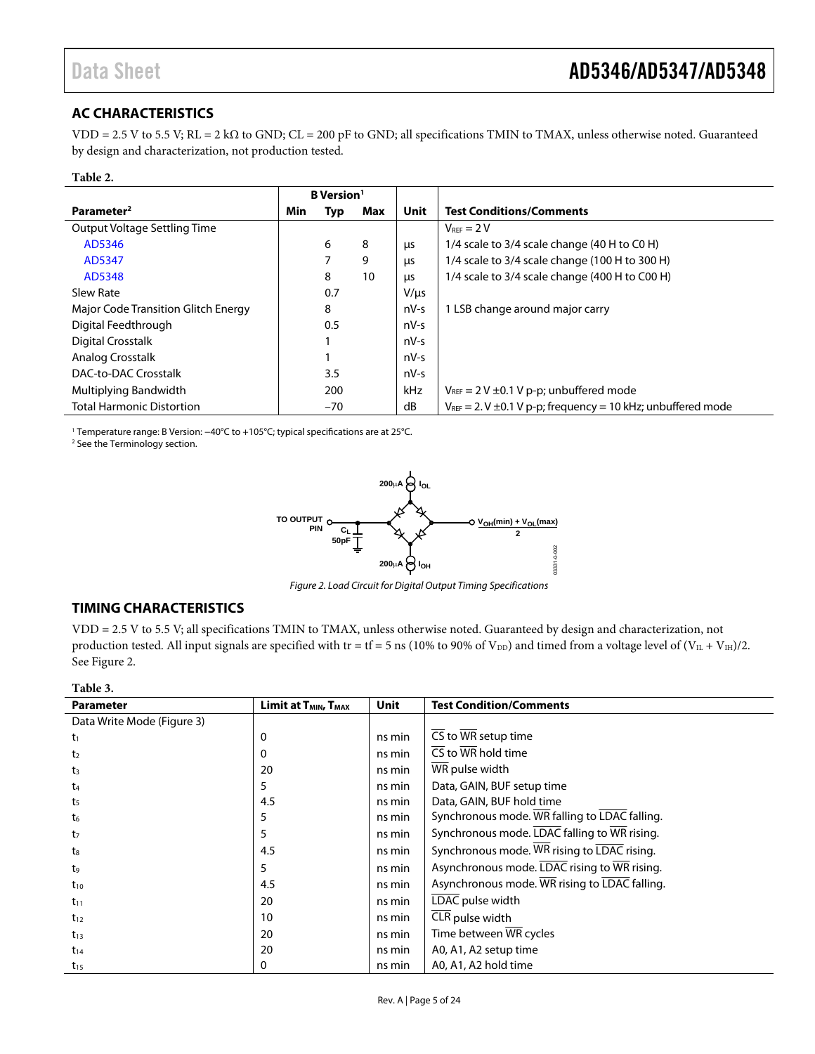## AC CHARACTERISTICS

VDD = 2.5 V to 5.5 V; RL = 2 kΩ to GND; CL = 200 pF to GND; all specifications TMIN to TMAX, unless otherwise noted. Guaranteed by design and characterization, not production tested.

**Table 2.**

| Parameter[2] | B Version[1] Min | Typ | Max | Unit | Test Conditions/Comments |
|---|---|---|---|---|---|
| Output Voltage Settling Time | | | | | $V_{REF}$ = 2 V |
| AD5346 | | 6 | 8 | μs | 1/4 scale to 3/4 scale change (40 H to C0 H) |
| AD5347 | | 7 | 9 | μs | 1/4 scale to 3/4 scale change (100 H to 300 H) |
| AD5348 | | 8 | 10 | μs | 1/4 scale to 3/4 scale change (400 H to C00 H) |
| Slew Rate | | 0.7 | | V/μs | |
| Major Code Transition Glitch Energy | | 8 | | nV-s | 1 LSB change around major carry |
| Digital Feedthrough | | 0.5 | | nV-s | |
| Digital Crosstalk | | 1 | | nV-s | |
| Analog Crosstalk | | 1 | | nV-s | |
| DAC-to-DAC Crosstalk | | 3.5 | | nV-s | |
| Multiplying Bandwidth | | 200 | | kHz | $V_{REF}$ = 2 V ±0.1 V p-p; unbuffered mode |
| Total Harmonic Distortion | | −70 | | dB | $V_{REF}$ = 2. V ±0.1 V p-p; frequency = 10 kHz; unbuffered mode |

[1] Temperature range: B Version: −40°C to +105°C; typical specifications are at 25°C.
[2] See the Terminology section.

*Figure 2. Load Circuit for Digital Output Timing Specifications*

## TIMING CHARACTERISTICS

VDD = 2.5 V to 5.5 V; all specifications TMIN to TMAX, unless otherwise noted. Guaranteed by design and characterization, not production tested. All input signals are specified with tr = tf = 5 ns (10% to 90% of $V_{DD}$) and timed from a voltage level of $(V_{IL} + V_{IH})/2$. See Figure 2.

**Table 3.**

| Parameter | Limit at $T_{MIN}$, $T_{MAX}$ | Unit | Test Condition/Comments |
|---|---|---|---|
| Data Write Mode (Figure 3) | | | |
| $t_1$ | 0 | ns min | CS to WR setup time |
| $t_2$ | 0 | ns min | CS to WR hold time |
| $t_3$ | 20 | ns min | WR pulse width |
| $t_4$ | 5 | ns min | Data, GAIN, BUF setup time |
| $t_5$ | 4.5 | ns min | Data, GAIN, BUF hold time |
| $t_6$ | 5 | ns min | Synchronous mode. WR falling to LDAC falling. |
| $t_7$ | 5 | ns min | Synchronous mode. LDAC falling to WR rising. |
| $t_8$ | 4.5 | ns min | Synchronous mode. WR rising to LDAC rising. |
| $t_9$ | 5 | ns min | Asynchronous mode. LDAC rising to WR rising. |
| $t_{10}$ | 4.5 | ns min | Asynchronous mode. WR rising to LDAC falling. |
| $t_{11}$ | 20 | ns min | LDAC pulse width |
| $t_{12}$ | 10 | ns min | CLR pulse width |
| $t_{13}$ | 20 | ns min | Time between WR cycles |
| $t_{14}$ | 20 | ns min | A0, A1, A2 setup time |
| $t_{15}$ | 0 | ns min | A0, A1, A2 hold time |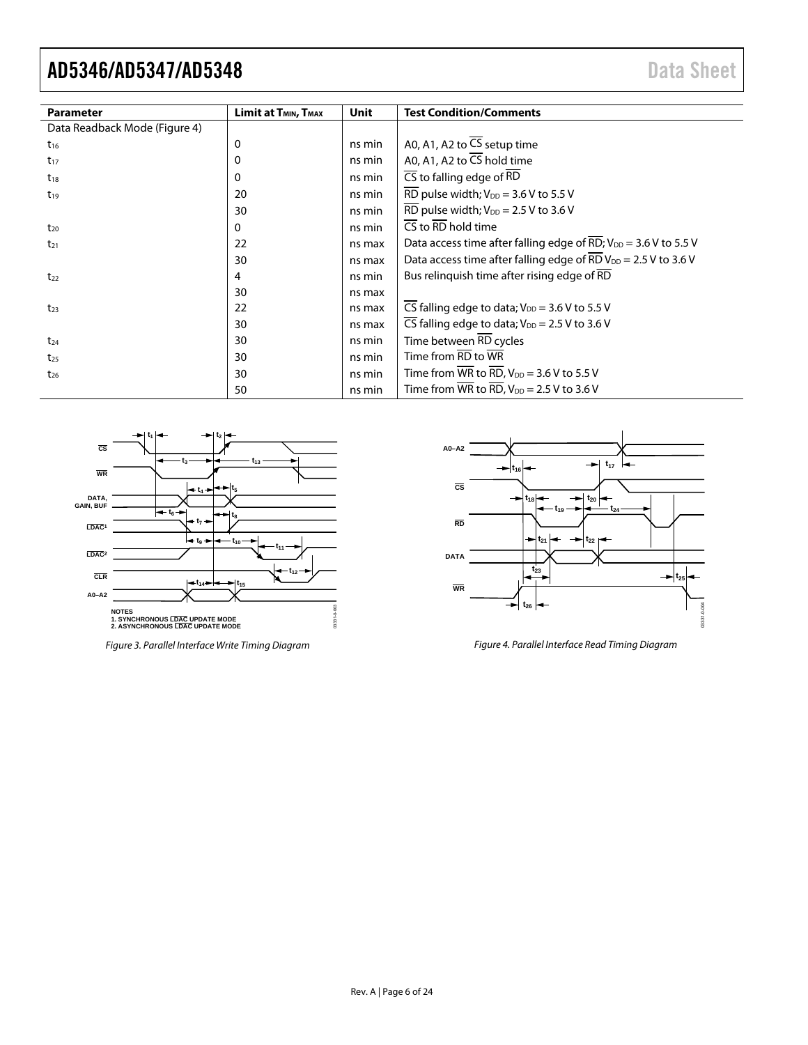| Parameter | Limit at $T_{MIN}$, $T_{MAX}$ | Unit | Test Condition/Comments |
|---|---|---|---|
| Data Readback Mode (Figure 4) | | | |
| $t_{16}$ | 0 | ns min | A0, A1, A2 to $\overline{CS}$ setup time |
| $t_{17}$ | 0 | ns min | A0, A1, A2 to $\overline{CS}$ hold time |
| $t_{18}$ | 0 | ns min | $\overline{CS}$ to falling edge of $\overline{RD}$ |
| $t_{19}$ | 20 | ns min | $\overline{RD}$ pulse width; $V_{DD}$ = 3.6 V to 5.5 V |
| | 30 | ns min | $\overline{RD}$ pulse width; $V_{DD}$ = 2.5 V to 3.6 V |
| $t_{20}$ | 0 | ns min | $\overline{CS}$ to $\overline{RD}$ hold time |
| $t_{21}$ | 22 | ns max | Data access time after falling edge of $\overline{RD}$; $V_{DD}$ = 3.6 V to 5.5 V |
| | 30 | ns max | Data access time after falling edge of $\overline{RD}$ $V_{DD}$ = 2.5 V to 3.6 V |
| $t_{22}$ | 4 | ns min | Bus relinquish time after rising edge of $\overline{RD}$ |
| | 30 | ns max | |
| $t_{23}$ | 22 | ns max | $\overline{CS}$ falling edge to data; $V_{DD}$ = 3.6 V to 5.5 V |
| | 30 | ns max | $\overline{CS}$ falling edge to data; $V_{DD}$ = 2.5 V to 3.6 V |
| $t_{24}$ | 30 | ns min | Time between $\overline{RD}$ cycles |
| $t_{25}$ | 30 | ns min | Time from $\overline{RD}$ to $\overline{WR}$ |
| $t_{26}$ | 30 | ns min | Time from $\overline{WR}$ to $\overline{RD}$, $V_{DD}$ = 3.6 V to 5.5 V |
| | 50 | ns min | Time from $\overline{WR}$ to $\overline{RD}$, $V_{DD}$ = 2.5 V to 3.6 V |

*Figure 3. Parallel Interface Write Timing Diagram*

*Figure 4. Parallel Interface Read Timing Diagram*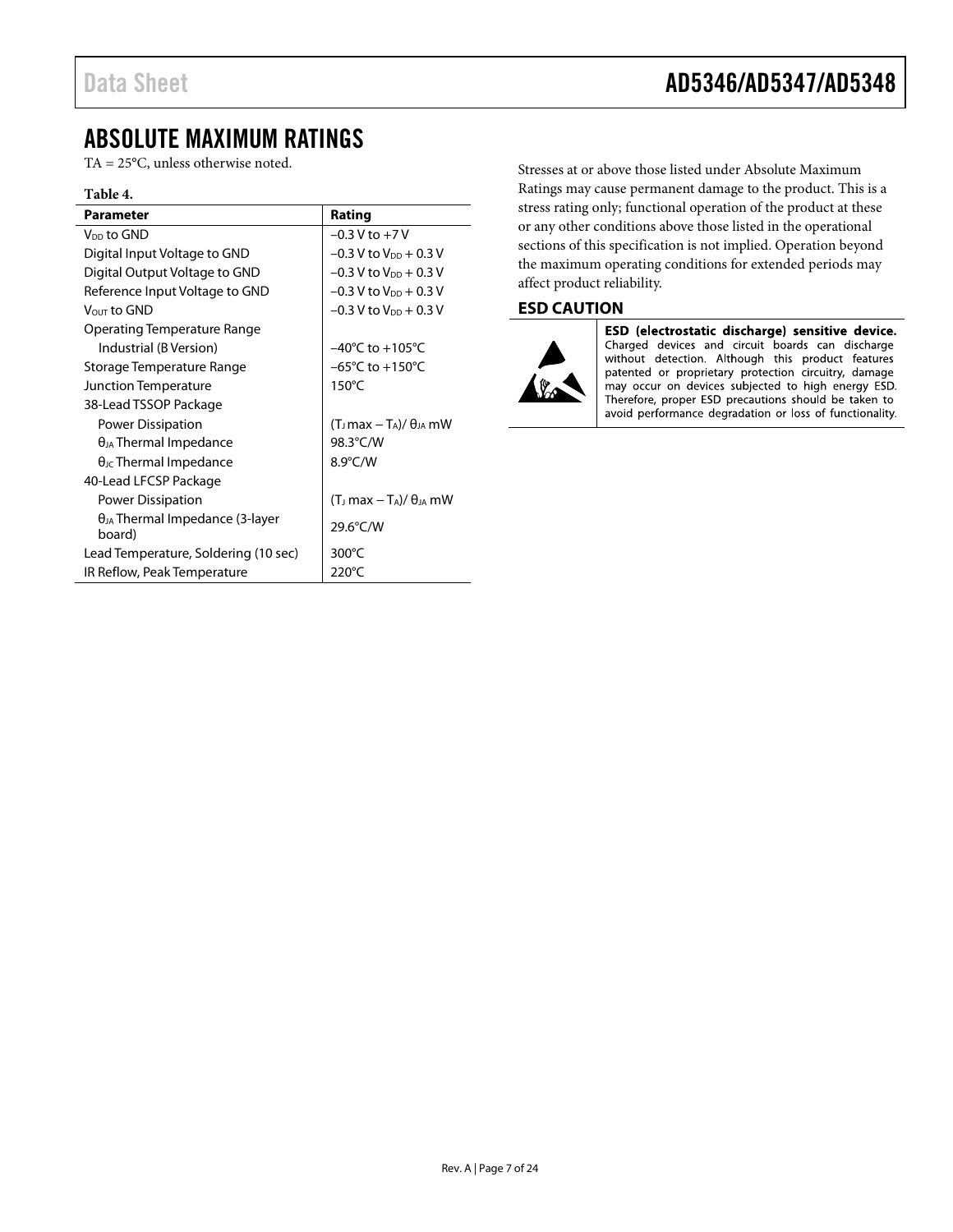# ABSOLUTE MAXIMUM RATINGS

TA = 25°C, unless otherwise noted.

**Table 4.**

| Parameter | Rating |
|---|---|
| $V_{DD}$ to GND | −0.3 V to +7 V |
| Digital Input Voltage to GND | −0.3 V to $V_{DD}$ + 0.3 V |
| Digital Output Voltage to GND | −0.3 V to $V_{DD}$ + 0.3 V |
| Reference Input Voltage to GND | −0.3 V to $V_{DD}$ + 0.3 V |
| $V_{OUT}$ to GND | −0.3 V to $V_{DD}$ + 0.3 V |
| Operating Temperature Range | |
| Industrial (B Version) | −40°C to +105°C |
| Storage Temperature Range | −65°C to +150°C |
| Junction Temperature | 150°C |
| 38-Lead TSSOP Package | |
| Power Dissipation | ($T_J$ max − $T_A$)/ $\theta_{JA}$ mW |
| $\theta_{JA}$ Thermal Impedance | 98.3°C/W |
| $\theta_{JC}$ Thermal Impedance | 8.9°C/W |
| 40-Lead LFCSP Package | |
| Power Dissipation | ($T_J$ max − $T_A$)/ $\theta_{JA}$ mW |
| $\theta_{JA}$ Thermal Impedance (3-layer board) | 29.6°C/W |
| Lead Temperature, Soldering (10 sec) | 300°C |
| IR Reflow, Peak Temperature | 220°C |

Stresses at or above those listed under Absolute Maximum Ratings may cause permanent damage to the product. This is a stress rating only; functional operation of the product at these or any other conditions above those listed in the operational sections of this specification is not implied. Operation beyond the maximum operating conditions for extended periods may affect product reliability.

## ESD CAUTION

**ESD (electrostatic discharge) sensitive device.** Charged devices and circuit boards can discharge without detection. Although this product features patented or proprietary protection circuitry, damage may occur on devices subjected to high energy ESD. Therefore, proper ESD precautions should be taken to avoid performance degradation or loss of functionality.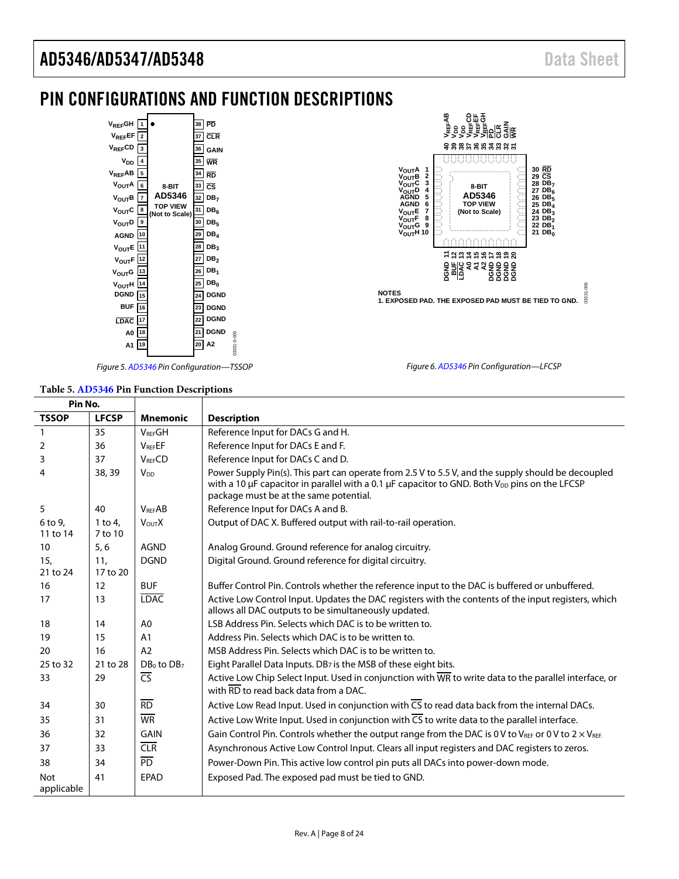# PIN CONFIGURATIONS AND FUNCTION DESCRIPTIONS

Figure 5. AD5346 Pin Configuration—TSSOP

NOTES
1. EXPOSED PAD. THE EXPOSED PAD MUST BE TIED TO GND.

Figure 6. AD5346 Pin Configuration—LFCSP

**Table 5. AD5346 Pin Function Descriptions**

| Pin No. | | | |
|---|---|---|---|
| **TSSOP** | **LFCSP** | **Mnemonic** | **Description** |
| 1 | 35 | $V_{REF}$GH | Reference Input for DACs G and H. |
| 2 | 36 | $V_{REF}$EF | Reference Input for DACs E and F. |
| 3 | 37 | $V_{REF}$CD | Reference Input for DACs C and D. |
| 4 | 38, 39 | $V_{DD}$ | Power Supply Pin(s). This part can operate from 2.5 V to 5.5 V, and the supply should be decoupled with a 10 µF capacitor in parallel with a 0.1 µF capacitor to GND. Both $V_{DD}$ pins on the LFCSP package must be at the same potential. |
| 5 | 40 | $V_{REF}$AB | Reference Input for DACs A and B. |
| 6 to 9, 11 to 14 | 1 to 4, 7 to 10 | $V_{OUT}$X | Output of DAC X. Buffered output with rail-to-rail operation. |
| 10 | 5, 6 | AGND | Analog Ground. Ground reference for analog circuitry. |
| 15, 21 to 24 | 11, 17 to 20 | DGND | Digital Ground. Ground reference for digital circuitry. |
| 16 | 12 | BUF | Buffer Control Pin. Controls whether the reference input to the DAC is buffered or unbuffered. |
| 17 | 13 | $\overline{LDAC}$ | Active Low Control Input. Updates the DAC registers with the contents of the input registers, which allows all DAC outputs to be simultaneously updated. |
| 18 | 14 | A0 | LSB Address Pin. Selects which DAC is to be written to. |
| 19 | 15 | A1 | Address Pin. Selects which DAC is to be written to. |
| 20 | 16 | A2 | MSB Address Pin. Selects which DAC is to be written to. |
| 25 to 32 | 21 to 28 | $DB_0$ to $DB_7$ | Eight Parallel Data Inputs. $DB_7$ is the MSB of these eight bits. |
| 33 | 29 | $\overline{CS}$ | Active Low Chip Select Input. Used in conjunction with $\overline{WR}$ to write data to the parallel interface, or with $\overline{RD}$ to read back data from a DAC. |
| 34 | 30 | $\overline{RD}$ | Active Low Read Input. Used in conjunction with $\overline{CS}$ to read data back from the internal DACs. |
| 35 | 31 | $\overline{WR}$ | Active Low Write Input. Used in conjunction with $\overline{CS}$ to write data to the parallel interface. |
| 36 | 32 | GAIN | Gain Control Pin. Controls whether the output range from the DAC is 0 V to $V_{REF}$ or 0 V to 2 × $V_{REF}$. |
| 37 | 33 | $\overline{CLR}$ | Asynchronous Active Low Control Input. Clears all input registers and DAC registers to zeros. |
| 38 | 34 | $\overline{PD}$ | Power-Down Pin. This active low control pin puts all DACs into power-down mode. |
| Not applicable | 41 | EPAD | Exposed Pad. The exposed pad must be tied to GND. |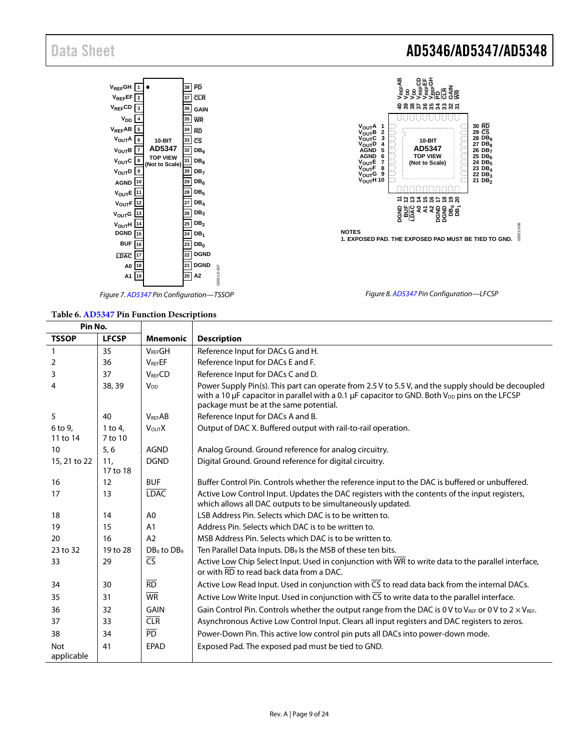Figure 7. AD5347 Pin Configuration—TSSOP

Figure 8. AD5347 Pin Configuration—LFCSP

NOTES
1. EXPOSED PAD. THE EXPOSED PAD MUST BE TIED TO GND.

**Table 6. AD5347 Pin Function Descriptions**

| Pin No. | | | |
|---|---|---|---|
| **TSSOP** | **LFCSP** | **Mnemonic** | **Description** |
| 1 | 35 | $V_{REF}$GH | Reference Input for DACs G and H. |
| 2 | 36 | $V_{REF}$EF | Reference Input for DACs E and F. |
| 3 | 37 | $V_{REF}$CD | Reference Input for DACs C and D. |
| 4 | 38, 39 | $V_{DD}$ | Power Supply Pin(s). This part can operate from 2.5 V to 5.5 V, and the supply should be decoupled with a 10 µF capacitor in parallel with a 0.1 µF capacitor to GND. Both $V_{DD}$ pins on the LFCSP package must be at the same potential. |
| 5 | 40 | $V_{REF}$AB | Reference Input for DACs A and B. |
| 6 to 9, 11 to 14 | 1 to 4, 7 to 10 | $V_{OUT}$X | Output of DAC X. Buffered output with rail-to-rail operation. |
| 10 | 5, 6 | AGND | Analog Ground. Ground reference for analog circuitry. |
| 15, 21 to 22 | 11, 17 to 18 | DGND | Digital Ground. Ground reference for digital circuitry. |
| 16 | 12 | BUF | Buffer Control Pin. Controls whether the reference input to the DAC is buffered or unbuffered. |
| 17 | 13 | $\overline{\text{LDAC}}$ | Active Low Control Input. Updates the DAC registers with the contents of the input registers, which allows all DAC outputs to be simultaneously updated. |
| 18 | 14 | A0 | LSB Address Pin. Selects which DAC is to be written to. |
| 19 | 15 | A1 | Address Pin. Selects which DAC is to be written to. |
| 20 | 16 | A2 | MSB Address Pin. Selects which DAC is to be written to. |
| 23 to 32 | 19 to 28 | $DB_0$ to $DB_9$ | Ten Parallel Data Inputs. $DB_9$ Is the MSB of these ten bits. |
| 33 | 29 | $\overline{\text{CS}}$ | Active Low Chip Select Input. Used in conjunction with $\overline{\text{WR}}$ to write data to the parallel interface, or with $\overline{\text{RD}}$ to read back data from a DAC. |
| 34 | 30 | $\overline{\text{RD}}$ | Active Low Read Input. Used in conjunction with $\overline{\text{CS}}$ to read data back from the internal DACs. |
| 35 | 31 | $\overline{\text{WR}}$ | Active Low Write Input. Used in conjunction with $\overline{\text{CS}}$ to write data to the parallel interface. |
| 36 | 32 | GAIN | Gain Control Pin. Controls whether the output range from the DAC is 0 V to $V_{REF}$ or 0 V to 2 × $V_{REF}$. |
| 37 | 33 | $\overline{\text{CLR}}$ | Asynchronous Active Low Control Input. Clears all input registers and DAC registers to zeros. |
| 38 | 34 | $\overline{\text{PD}}$ | Power-Down Pin. This active low control pin puts all DACs into power-down mode. |
| Not applicable | 41 | EPAD | Exposed Pad. The exposed pad must be tied to GND. |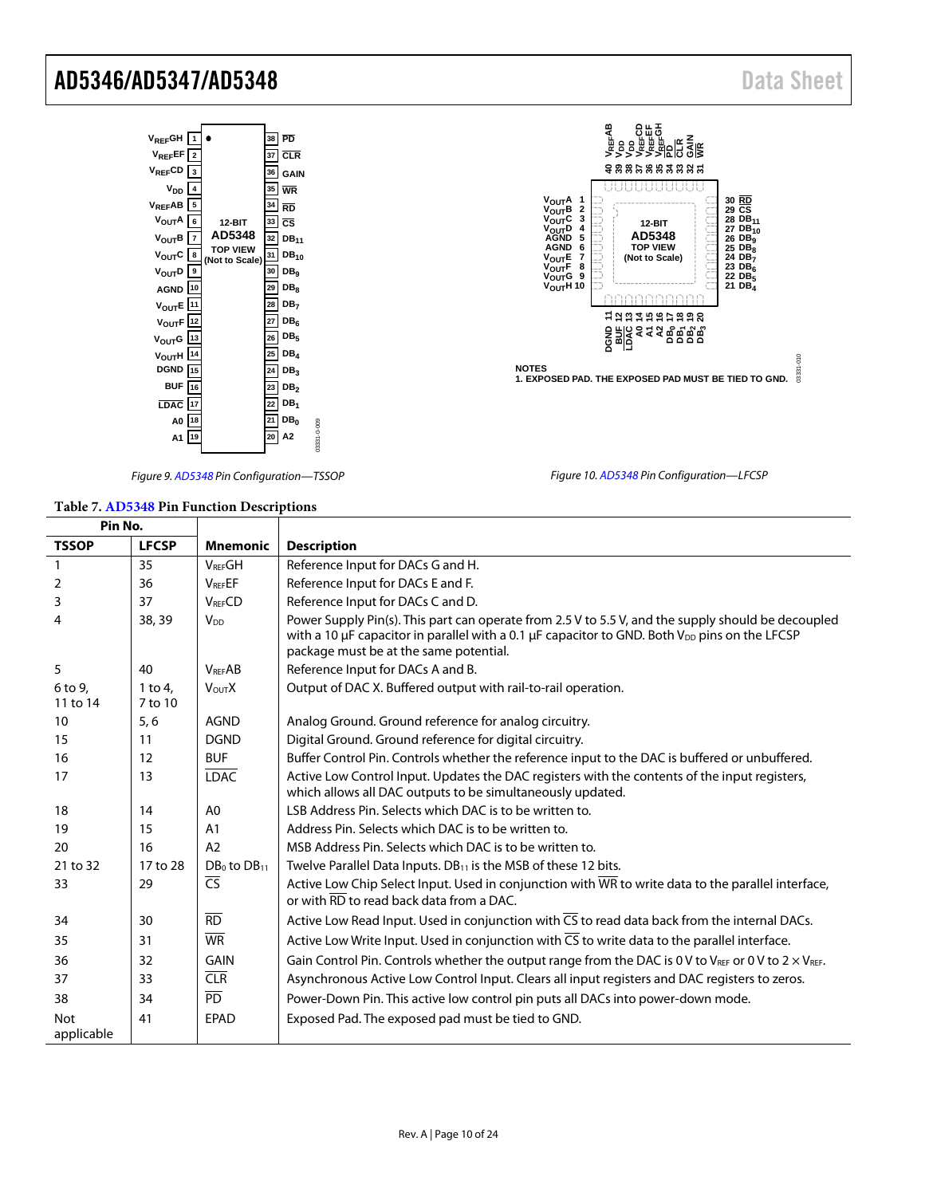Figure 9. AD5348 Pin Configuration—TSSOP

NOTES
1. EXPOSED PAD. THE EXPOSED PAD MUST BE TIED TO GND.

Figure 10. AD5348 Pin Configuration—LFCSP

**Table 7. AD5348 Pin Function Descriptions**

| Pin No. | | | |
|---|---|---|---|
| **TSSOP** | **LFCSP** | **Mnemonic** | **Description** |
| 1 | 35 | $V_{REF}$GH | Reference Input for DACs G and H. |
| 2 | 36 | $V_{REF}$EF | Reference Input for DACs E and F. |
| 3 | 37 | $V_{REF}$CD | Reference Input for DACs C and D. |
| 4 | 38, 39 | $V_{DD}$ | Power Supply Pin(s). This part can operate from 2.5 V to 5.5 V, and the supply should be decoupled with a 10 µF capacitor in parallel with a 0.1 µF capacitor to GND. Both $V_{DD}$ pins on the LFCSP package must be at the same potential. |
| 5 | 40 | $V_{REF}$AB | Reference Input for DACs A and B. |
| 6 to 9, 11 to 14 | 1 to 4, 7 to 10 | $V_{OUT}$X | Output of DAC X. Buffered output with rail-to-rail operation. |
| 10 | 5, 6 | AGND | Analog Ground. Ground reference for analog circuitry. |
| 15 | 11 | DGND | Digital Ground. Ground reference for digital circuitry. |
| 16 | 12 | BUF | Buffer Control Pin. Controls whether the reference input to the DAC is buffered or unbuffered. |
| 17 | 13 | $\overline{LDAC}$ | Active Low Control Input. Updates the DAC registers with the contents of the input registers, which allows all DAC outputs to be simultaneously updated. |
| 18 | 14 | A0 | LSB Address Pin. Selects which DAC is to be written to. |
| 19 | 15 | A1 | Address Pin. Selects which DAC is to be written to. |
| 20 | 16 | A2 | MSB Address Pin. Selects which DAC is to be written to. |
| 21 to 32 | 17 to 28 | $DB_0$ to $DB_{11}$ | Twelve Parallel Data Inputs. $DB_{11}$ is the MSB of these 12 bits. |
| 33 | 29 | $\overline{CS}$ | Active Low Chip Select Input. Used in conjunction with $\overline{WR}$ to write data to the parallel interface, or with $\overline{RD}$ to read back data from a DAC. |
| 34 | 30 | $\overline{RD}$ | Active Low Read Input. Used in conjunction with $\overline{CS}$ to read data back from the internal DACs. |
| 35 | 31 | $\overline{WR}$ | Active Low Write Input. Used in conjunction with $\overline{CS}$ to write data to the parallel interface. |
| 36 | 32 | GAIN | Gain Control Pin. Controls whether the output range from the DAC is 0 V to $V_{REF}$ or 0 V to 2 × $V_{REF}$. |
| 37 | 33 | $\overline{CLR}$ | Asynchronous Active Low Control Input. Clears all input registers and DAC registers to zeros. |
| 38 | 34 | $\overline{PD}$ | Power-Down Pin. This active low control pin puts all DACs into power-down mode. |
| Not applicable | 41 | EPAD | Exposed Pad. The exposed pad must be tied to GND. |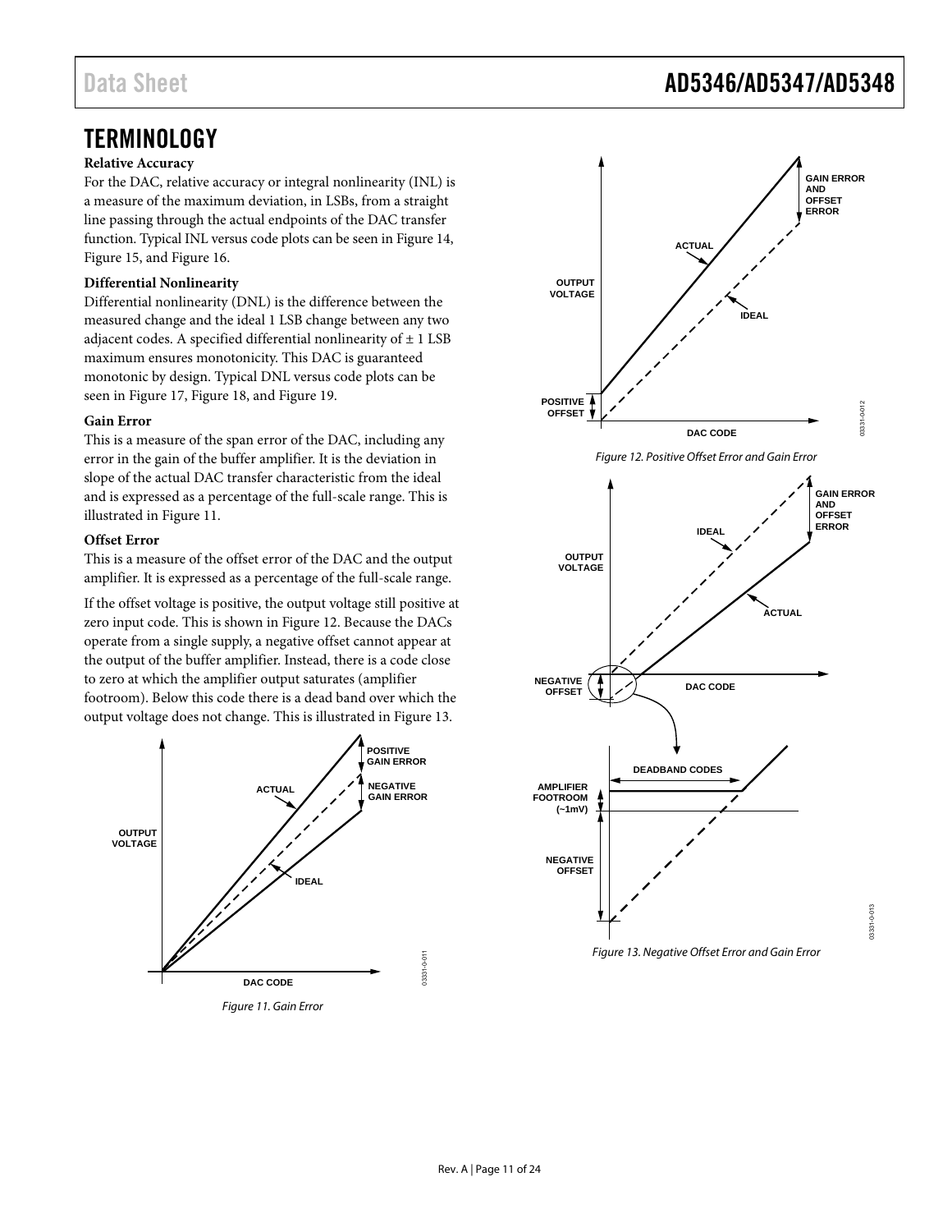# TERMINOLOGY

**Relative Accuracy**

For the DAC, relative accuracy or integral nonlinearity (INL) is a measure of the maximum deviation, in LSBs, from a straight line passing through the actual endpoints of the DAC transfer function. Typical INL versus code plots can be seen in Figure 14, Figure 15, and Figure 16.

**Differential Nonlinearity**

Differential nonlinearity (DNL) is the difference between the measured change and the ideal 1 LSB change between any two adjacent codes. A specified differential nonlinearity of ± 1 LSB maximum ensures monotonicity. This DAC is guaranteed monotonic by design. Typical DNL versus code plots can be seen in Figure 17, Figure 18, and Figure 19.

**Gain Error**

This is a measure of the span error of the DAC, including any error in the gain of the buffer amplifier. It is the deviation in slope of the actual DAC transfer characteristic from the ideal and is expressed as a percentage of the full-scale range. This is illustrated in Figure 11.

**Offset Error**

This is a measure of the offset error of the DAC and the output amplifier. It is expressed as a percentage of the full-scale range.

If the offset voltage is positive, the output voltage still positive at zero input code. This is shown in Figure 12. Because the DACs operate from a single supply, a negative offset cannot appear at the output of the buffer amplifier. Instead, there is a code close to zero at which the amplifier output saturates (amplifier footroom). Below this code there is a dead band over which the output voltage does not change. This is illustrated in Figure 13.

*Figure 11. Gain Error*

*Figure 12. Positive Offset Error and Gain Error*

*Figure 13. Negative Offset Error and Gain Error*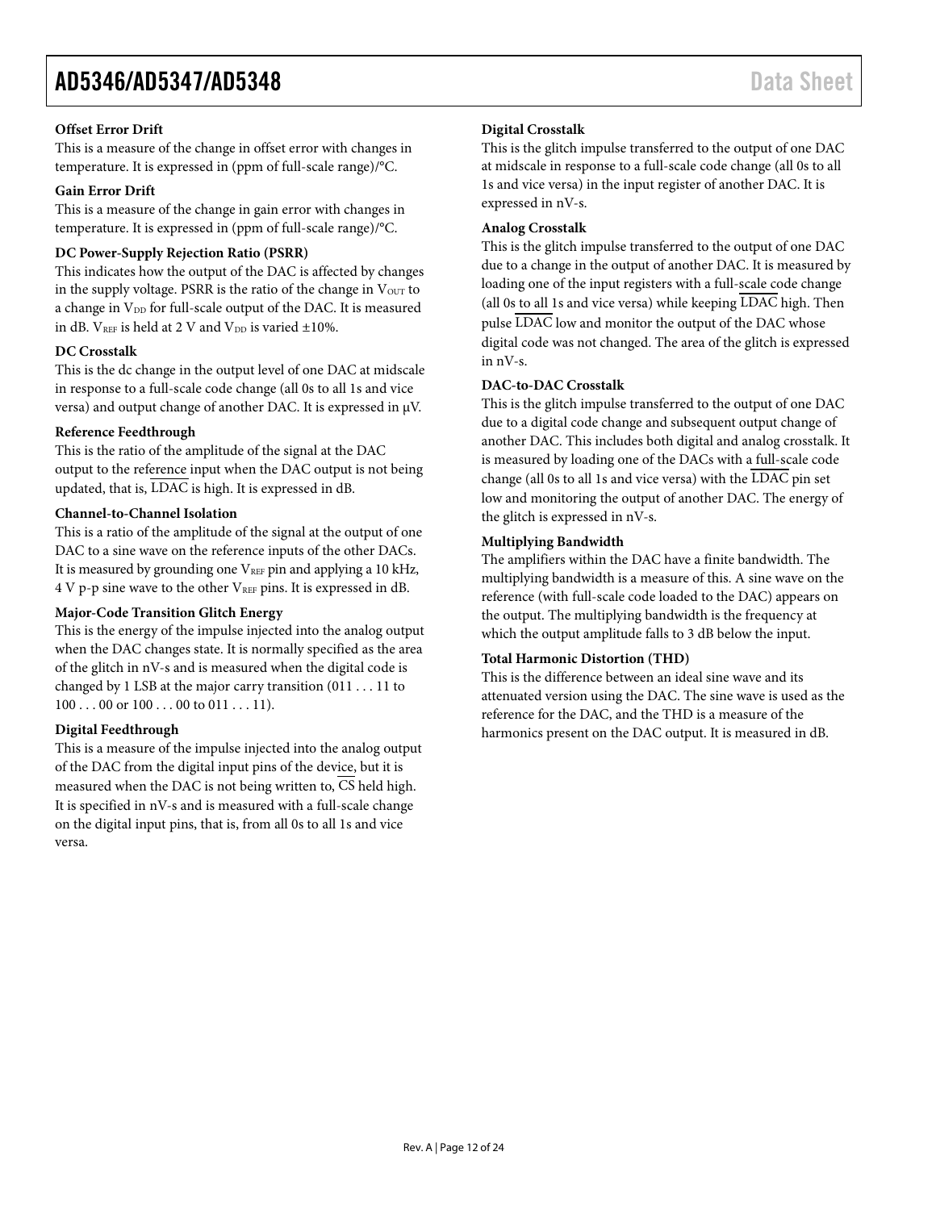### Offset Error Drift

This is a measure of the change in offset error with changes in temperature. It is expressed in (ppm of full-scale range)/°C.

### Gain Error Drift

This is a measure of the change in gain error with changes in temperature. It is expressed in (ppm of full-scale range)/°C.

### DC Power-Supply Rejection Ratio (PSRR)

This indicates how the output of the DAC is affected by changes in the supply voltage. PSRR is the ratio of the change in $V_{OUT}$ to a change in $V_{DD}$ for full-scale output of the DAC. It is measured in dB. $V_{REF}$ is held at 2 V and $V_{DD}$ is varied ±10%.

### DC Crosstalk

This is the dc change in the output level of one DAC at midscale in response to a full-scale code change (all 0s to all 1s and vice versa) and output change of another DAC. It is expressed in μV.

### Reference Feedthrough

This is the ratio of the amplitude of the signal at the DAC output to the reference input when the DAC output is not being updated, that is, $\overline{\text{LDAC}}$ is high. It is expressed in dB.

### Channel-to-Channel Isolation

This is a ratio of the amplitude of the signal at the output of one DAC to a sine wave on the reference inputs of the other DACs. It is measured by grounding one $V_{REF}$ pin and applying a 10 kHz, 4 V p-p sine wave to the other $V_{REF}$ pins. It is expressed in dB.

### Major-Code Transition Glitch Energy

This is the energy of the impulse injected into the analog output when the DAC changes state. It is normally specified as the area of the glitch in nV-s and is measured when the digital code is changed by 1 LSB at the major carry transition (011 . . . 11 to 100 . . . 00 or 100 . . . 00 to 011 . . . 11).

### Digital Feedthrough

This is a measure of the impulse injected into the analog output of the DAC from the digital input pins of the device, but it is measured when the DAC is not being written to, $\overline{\text{CS}}$ held high. It is specified in nV-s and is measured with a full-scale change on the digital input pins, that is, from all 0s to all 1s and vice versa.

### Digital Crosstalk

This is the glitch impulse transferred to the output of one DAC at midscale in response to a full-scale code change (all 0s to all 1s and vice versa) in the input register of another DAC. It is expressed in nV-s.

### Analog Crosstalk

This is the glitch impulse transferred to the output of one DAC due to a change in the output of another DAC. It is measured by loading one of the input registers with a full-scale code change (all 0s to all 1s and vice versa) while keeping $\overline{\text{LDAC}}$ high. Then pulse $\overline{\text{LDAC}}$ low and monitor the output of the DAC whose digital code was not changed. The area of the glitch is expressed in nV-s.

### DAC-to-DAC Crosstalk

This is the glitch impulse transferred to the output of one DAC due to a digital code change and subsequent output change of another DAC. This includes both digital and analog crosstalk. It is measured by loading one of the DACs with a full-scale code change (all 0s to all 1s and vice versa) with the $\overline{\text{LDAC}}$ pin set low and monitoring the output of another DAC. The energy of the glitch is expressed in nV-s.

### Multiplying Bandwidth

The amplifiers within the DAC have a finite bandwidth. The multiplying bandwidth is a measure of this. A sine wave on the reference (with full-scale code loaded to the DAC) appears on the output. The multiplying bandwidth is the frequency at which the output amplitude falls to 3 dB below the input.

### Total Harmonic Distortion (THD)

This is the difference between an ideal sine wave and its attenuated version using the DAC. The sine wave is used as the reference for the DAC, and the THD is a measure of the harmonics present on the DAC output. It is measured in dB.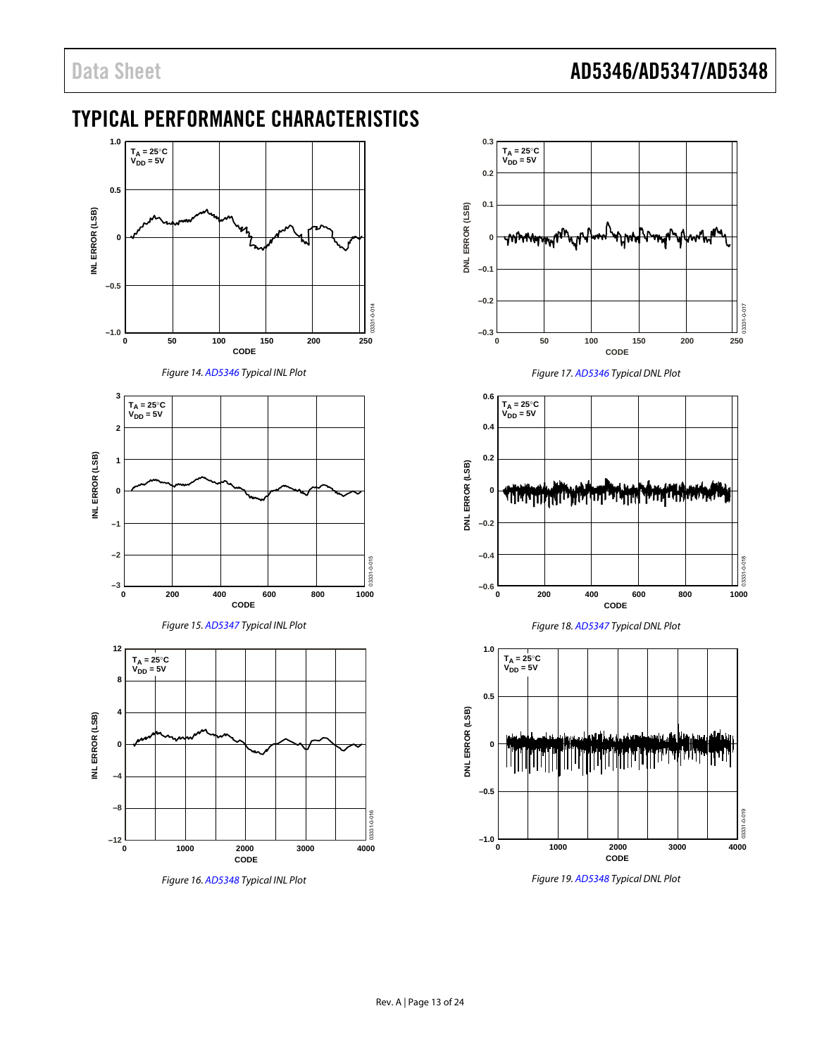# TYPICAL PERFORMANCE CHARACTERISTICS

*Figure 14. AD5346 Typical INL Plot*

*Figure 15. AD5347 Typical INL Plot*

*Figure 16. AD5348 Typical INL Plot*

*Figure 17. AD5346 Typical DNL Plot*

*Figure 18. AD5347 Typical DNL Plot*

*Figure 19. AD5348 Typical DNL Plot*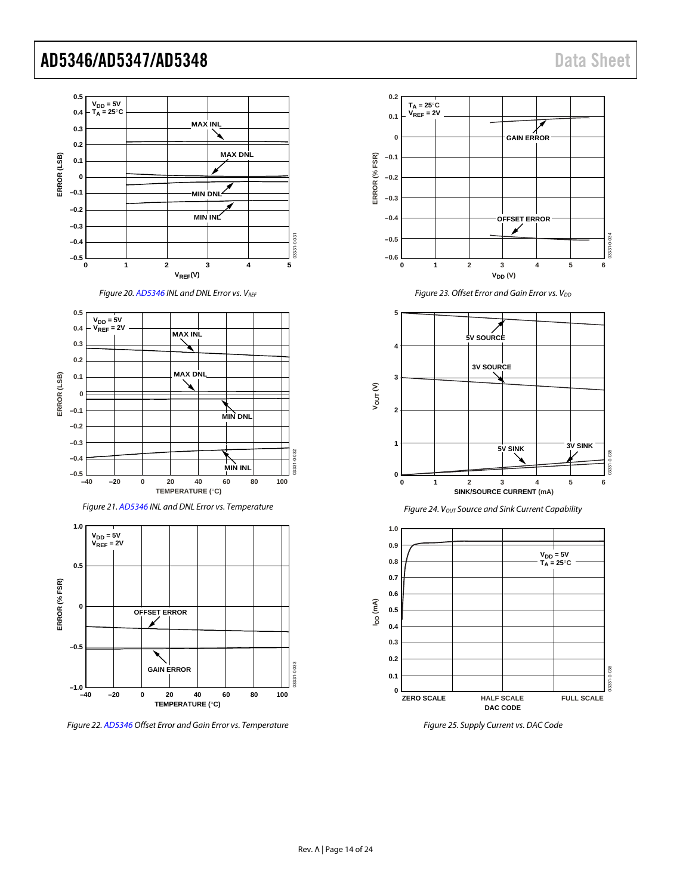Figure 20. AD5346 INL and DNL Error vs. $V_{REF}$

Figure 21. AD5346 INL and DNL Error vs. Temperature

Figure 22. AD5346 Offset Error and Gain Error vs. Temperature

Figure 23. Offset Error and Gain Error vs. $V_{DD}$

Figure 24. $V_{OUT}$ Source and Sink Current Capability

Figure 25. Supply Current vs. DAC Code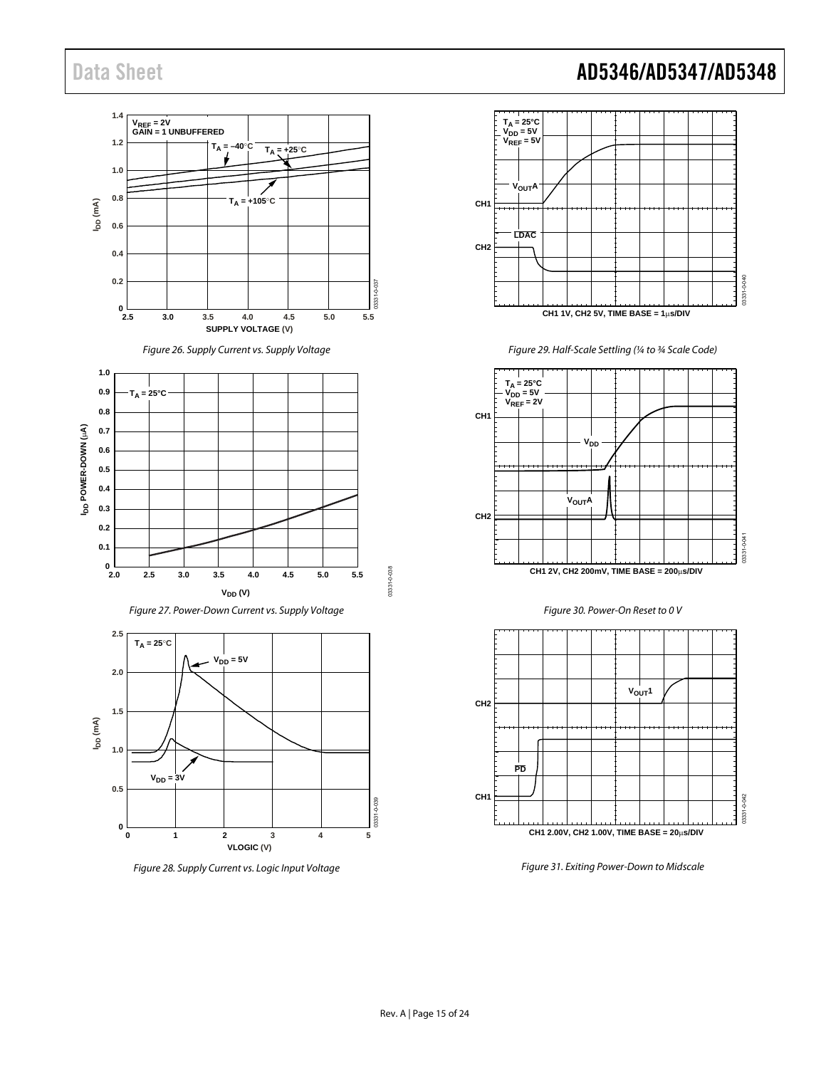Figure 26. Supply Current vs. Supply Voltage

Figure 27. Power-Down Current vs. Supply Voltage

Figure 28. Supply Current vs. Logic Input Voltage

Figure 29. Half-Scale Settling (¼ to ¾ Scale Code)

Figure 30. Power-On Reset to 0 V

Figure 31. Exiting Power-Down to Midscale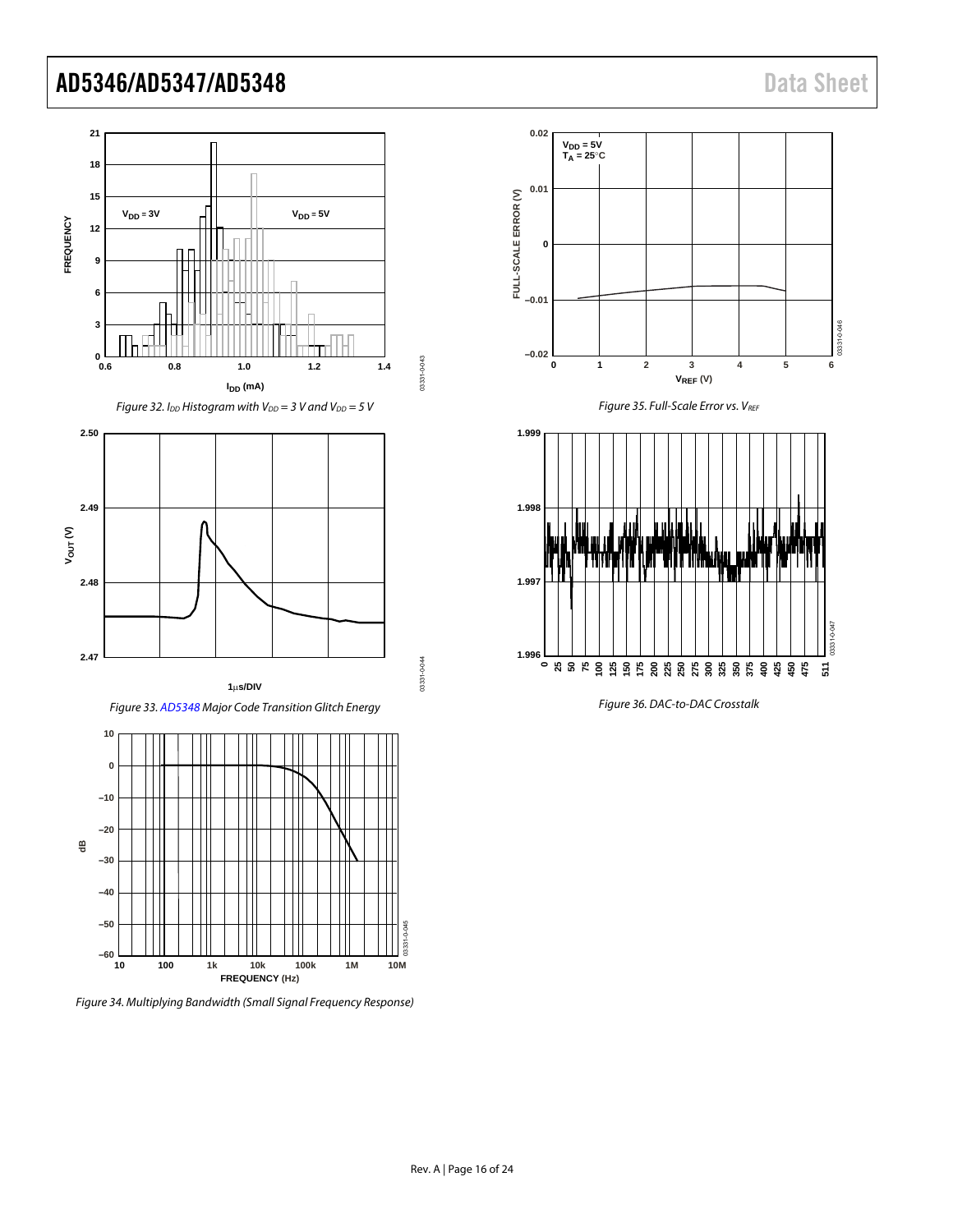Figure 32. $I_{DD}$ Histogram with $V_{DD}$ = 3 V and $V_{DD}$ = 5 V

Figure 33. AD5348 Major Code Transition Glitch Energy

Figure 34. Multiplying Bandwidth (Small Signal Frequency Response)

Figure 35. Full-Scale Error vs. $V_{REF}$

Figure 36. DAC-to-DAC Crosstalk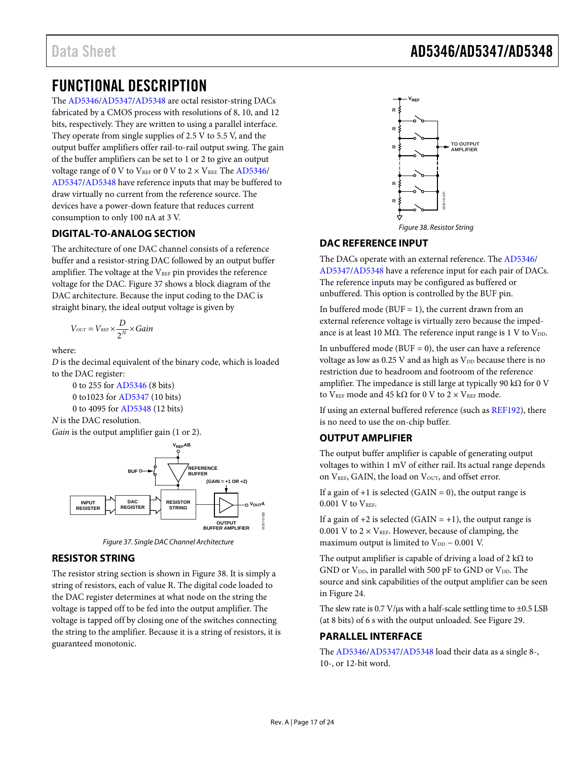# FUNCTIONAL DESCRIPTION

The AD5346/AD5347/AD5348 are octal resistor-string DACs fabricated by a CMOS process with resolutions of 8, 10, and 12 bits, respectively. They are written to using a parallel interface. They operate from single supplies of 2.5 V to 5.5 V, and the output buffer amplifiers offer rail-to-rail output swing. The gain of the buffer amplifiers can be set to 1 or 2 to give an output voltage range of 0 V to $V_{REF}$ or 0 V to 2 × $V_{REF}$. The AD5346/AD5347/AD5348 have reference inputs that may be buffered to draw virtually no current from the reference source. The devices have a power-down feature that reduces current consumption to only 100 nA at 3 V.

## DIGITAL-TO-ANALOG SECTION

The architecture of one DAC channel consists of a reference buffer and a resistor-string DAC followed by an output buffer amplifier. The voltage at the $V_{REF}$ pin provides the reference voltage for the DAC. Figure 37 shows a block diagram of the DAC architecture. Because the input coding to the DAC is straight binary, the ideal output voltage is given by

$$V_{OUT} = V_{REF} \times \frac{D}{2^N} \times Gain$$

where:
*D* is the decimal equivalent of the binary code, which is loaded to the DAC register:
- 0 to 255 for AD5346 (8 bits)
- 0 to1023 for AD5347 (10 bits)
- 0 to 4095 for AD5348 (12 bits)

*N* is the DAC resolution.
*Gain* is the output amplifier gain (1 or 2).

Figure 37. Single DAC Channel Architecture

## RESISTOR STRING

The resistor string section is shown in Figure 38. It is simply a string of resistors, each of value R. The digital code loaded to the DAC register determines at what node on the string the voltage is tapped off to be fed into the output amplifier. The voltage is tapped off by closing one of the switches connecting the string to the amplifier. Because it is a string of resistors, it is guaranteed monotonic.

Figure 38. Resistor String

## DAC REFERENCE INPUT

The DACs operate with an external reference. The AD5346/AD5347/AD5348 have a reference input for each pair of DACs. The reference inputs may be configured as buffered or unbuffered. This option is controlled by the BUF pin.

In buffered mode (BUF = 1), the current drawn from an external reference voltage is virtually zero because the impedance is at least 10 MΩ. The reference input range is 1 V to $V_{DD}$.

In unbuffered mode (BUF = 0), the user can have a reference voltage as low as 0.25 V and as high as $V_{DD}$ because there is no restriction due to headroom and footroom of the reference amplifier. The impedance is still large at typically 90 kΩ for 0 V to $V_{REF}$ mode and 45 kΩ for 0 V to 2 × $V_{REF}$ mode.

If using an external buffered reference (such as REF192), there is no need to use the on-chip buffer.

## OUTPUT AMPLIFIER

The output buffer amplifier is capable of generating output voltages to within 1 mV of either rail. Its actual range depends on $V_{REF}$, GAIN, the load on $V_{OUT}$, and offset error.

If a gain of +1 is selected (GAIN = 0), the output range is 0.001 V to $V_{REF}$.

If a gain of +2 is selected (GAIN = +1), the output range is 0.001 V to 2 × $V_{REF}$. However, because of clamping, the maximum output is limited to $V_{DD}$ − 0.001 V.

The output amplifier is capable of driving a load of 2 kΩ to GND or $V_{DD}$, in parallel with 500 pF to GND or $V_{DD}$. The source and sink capabilities of the output amplifier can be seen in Figure 24.

The slew rate is 0.7 V/μs with a half-scale settling time to ±0.5 LSB (at 8 bits) of 6 s with the output unloaded. See Figure 29.

## PARALLEL INTERFACE

The AD5346/AD5347/AD5348 load their data as a single 8-, 10-, or 12-bit word.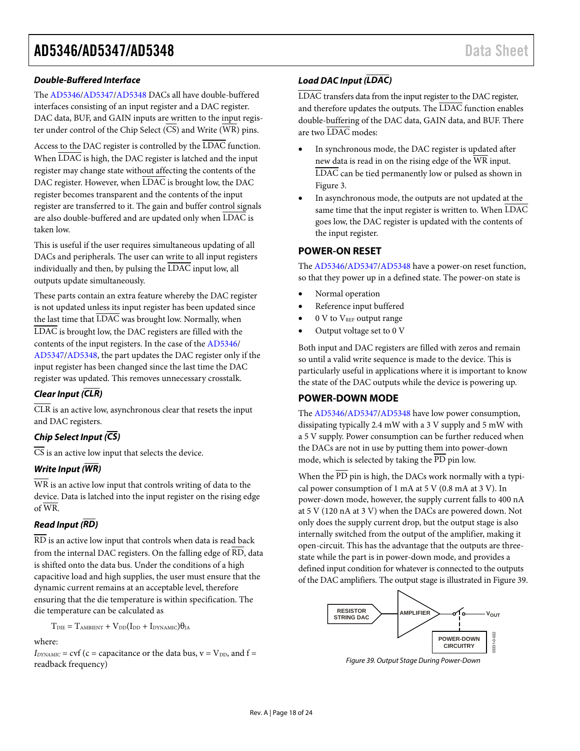### Double-Buffered Interface

The AD5346/AD5347/AD5348 DACs all have double-buffered interfaces consisting of an input register and a DAC register. DAC data, BUF, and GAIN inputs are written to the input register under control of the Chip Select (CS) and Write (WR) pins.

Access to the DAC register is controlled by the LDAC function. When LDAC is high, the DAC register is latched and the input register may change state without affecting the contents of the DAC register. However, when LDAC is brought low, the DAC register becomes transparent and the contents of the input register are transferred to it. The gain and buffer control signals are also double-buffered and are updated only when LDAC is taken low.

This is useful if the user requires simultaneous updating of all DACs and peripherals. The user can write to all input registers individually and then, by pulsing the LDAC input low, all outputs update simultaneously.

These parts contain an extra feature whereby the DAC register is not updated unless its input register has been updated since the last time that LDAC was brought low. Normally, when LDAC is brought low, the DAC registers are filled with the contents of the input registers. In the case of the AD5346/AD5347/AD5348, the part updates the DAC register only if the input register has been changed since the last time the DAC register was updated. This removes unnecessary crosstalk.

### Clear Input (CLR)

CLR is an active low, asynchronous clear that resets the input and DAC registers.

### Chip Select Input (CS)

CS is an active low input that selects the device.

### Write Input (WR)

WR is an active low input that controls writing of data to the device. Data is latched into the input register on the rising edge of WR.

### Read Input (RD)

RD is an active low input that controls when data is read back from the internal DAC registers. On the falling edge of RD, data is shifted onto the data bus. Under the conditions of a high capacitive load and high supplies, the user must ensure that the dynamic current remains at an acceptable level, therefore ensuring that the die temperature is within specification. The die temperature can be calculated as

$$T_{DIE} = T_{AMBIENT} + V_{DD}(I_{DD} + I_{DYNAMIC})\theta_{JA}$$

where:

$I_{DYNAMIC}$ = cvf (c = capacitance or the data bus, v = $V_{DD}$, and f = readback frequency)

### Load DAC Input (LDAC)

LDAC transfers data from the input register to the DAC register, and therefore updates the outputs. The LDAC function enables double-buffering of the DAC data, GAIN data, and BUF. There are two LDAC modes:

- In synchronous mode, the DAC register is updated after new data is read in on the rising edge of the WR input. LDAC can be tied permanently low or pulsed as shown in Figure 3.
- In asynchronous mode, the outputs are not updated at the same time that the input register is written to. When LDAC goes low, the DAC register is updated with the contents of the input register.

## POWER-ON RESET

The AD5346/AD5347/AD5348 have a power-on reset function, so that they power up in a defined state. The power-on state is

- Normal operation
- Reference input buffered
- 0 V to $V_{REF}$ output range
- Output voltage set to 0 V

Both input and DAC registers are filled with zeros and remain so until a valid write sequence is made to the device. This is particularly useful in applications where it is important to know the state of the DAC outputs while the device is powering up.

## POWER-DOWN MODE

The AD5346/AD5347/AD5348 have low power consumption, dissipating typically 2.4 mW with a 3 V supply and 5 mW with a 5 V supply. Power consumption can be further reduced when the DACs are not in use by putting them into power-down mode, which is selected by taking the PD pin low.

When the PD pin is high, the DACs work normally with a typical power consumption of 1 mA at 5 V (0.8 mA at 3 V). In power-down mode, however, the supply current falls to 400 nA at 5 V (120 nA at 3 V) when the DACs are powered down. Not only does the supply current drop, but the output stage is also internally switched from the output of the amplifier, making it open-circuit. This has the advantage that the outputs are three-state while the part is in power-down mode, and provides a defined input condition for whatever is connected to the outputs of the DAC amplifiers. The output stage is illustrated in Figure 39.

RESISTOR STRING DAC | AMPLIFIER | $V_{OUT}$ | POWER-DOWN CIRCUITRY

Figure 39. Output Stage During Power-Down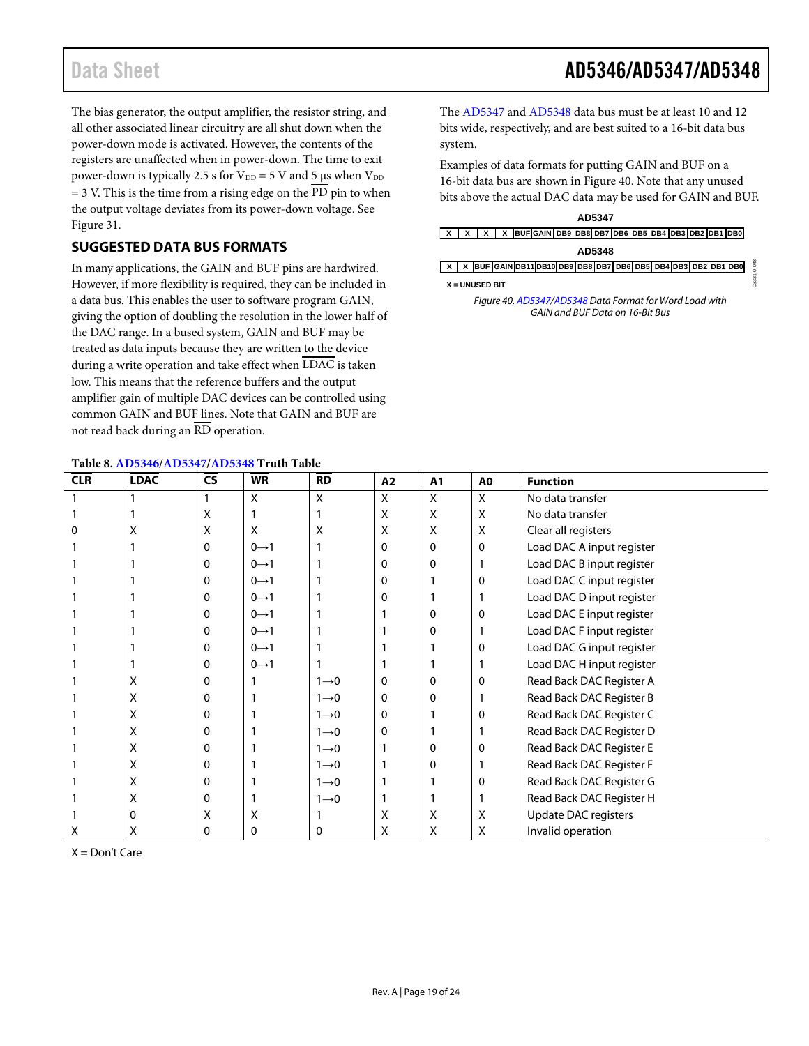The bias generator, the output amplifier, the resistor string, and all other associated linear circuitry are all shut down when the power-down mode is activated. However, the contents of the registers are unaffected when in power-down. The time to exit power-down is typically 2.5 s for $V_{DD}$ = 5 V and 5 µs when $V_{DD}$ = 3 V. This is the time from a rising edge on the $\overline{PD}$ pin to when the output voltage deviates from its power-down voltage. See Figure 31.

## SUGGESTED DATA BUS FORMATS

In many applications, the GAIN and BUF pins are hardwired. However, if more flexibility is required, they can be included in a data bus. This enables the user to software program GAIN, giving the option of doubling the resolution in the lower half of the DAC range. In a bused system, GAIN and BUF may be treated as data inputs because they are written to the device during a write operation and take effect when $\overline{LDAC}$ is taken low. This means that the reference buffers and the output amplifier gain of multiple DAC devices can be controlled using common GAIN and BUF lines. Note that GAIN and BUF are not read back during an $\overline{RD}$ operation.

The AD5347 and AD5348 data bus must be at least 10 and 12 bits wide, respectively, and are best suited to a 16-bit data bus system.

Examples of data formats for putting GAIN and BUF on a 16-bit data bus are shown in Figure 40. Note that any unused bits above the actual DAC data may be used for GAIN and BUF.

**AD5347**

| X | X | X | X | BUF | GAIN | DB9 | DB8 | DB7 | DB6 | DB5 | DB4 | DB3 | DB2 | DB1 | DB0 |
|---|---|---|---|---|---|---|---|---|---|---|---|---|---|---|---|

**AD5348**

| X | X | BUF | GAIN | DB11 | DB10 | DB9 | DB8 | DB7 | DB6 | DB5 | DB4 | DB3 | DB2 | DB1 | DB0 |
|---|---|---|---|---|---|---|---|---|---|---|---|---|---|---|---|

X = UNUSED BIT

*Figure 40. AD5347/AD5348 Data Format for Word Load with GAIN and BUF Data on 16-Bit Bus*

**Table 8. AD5346/AD5347/AD5348 Truth Table**

| $\overline{CLR}$ | $\overline{LDAC}$ | $\overline{CS}$ | $\overline{WR}$ | $\overline{RD}$ | A2 | A1 | A0 | Function |
|---|---|---|---|---|---|---|---|---|
| 1 | 1 | 1 | X | X | X | X | X | No data transfer |
| 1 | 1 | X | 1 | 1 | X | X | X | No data transfer |
| 0 | X | X | X | X | X | X | X | Clear all registers |
| 1 | 1 | 0 | 0→1 | 1 | 0 | 0 | 0 | Load DAC A input register |
| 1 | 1 | 0 | 0→1 | 1 | 0 | 0 | 1 | Load DAC B input register |
| 1 | 1 | 0 | 0→1 | 1 | 0 | 1 | 0 | Load DAC C input register |
| 1 | 1 | 0 | 0→1 | 1 | 0 | 1 | 1 | Load DAC D input register |
| 1 | 1 | 0 | 0→1 | 1 | 1 | 0 | 0 | Load DAC E input register |
| 1 | 1 | 0 | 0→1 | 1 | 1 | 0 | 1 | Load DAC F input register |
| 1 | 1 | 0 | 0→1 | 1 | 1 | 1 | 0 | Load DAC G input register |
| 1 | 1 | 0 | 0→1 | 1 | 1 | 1 | 1 | Load DAC H input register |
| 1 | X | 0 | 1 | 1→0 | 0 | 0 | 0 | Read Back DAC Register A |
| 1 | X | 0 | 1 | 1→0 | 0 | 0 | 1 | Read Back DAC Register B |
| 1 | X | 0 | 1 | 1→0 | 0 | 1 | 0 | Read Back DAC Register C |
| 1 | X | 0 | 1 | 1→0 | 0 | 1 | 1 | Read Back DAC Register D |
| 1 | X | 0 | 1 | 1→0 | 1 | 0 | 0 | Read Back DAC Register E |
| 1 | X | 0 | 1 | 1→0 | 1 | 0 | 1 | Read Back DAC Register F |
| 1 | X | 0 | 1 | 1→0 | 1 | 1 | 0 | Read Back DAC Register G |
| 1 | X | 0 | 1 | 1→0 | 1 | 1 | 1 | Read Back DAC Register H |
| 1 | 0 | X | X | 1 | X | X | X | Update DAC registers |
| X | X | 0 | 0 | 0 | X | X | X | Invalid operation |

X = Don't Care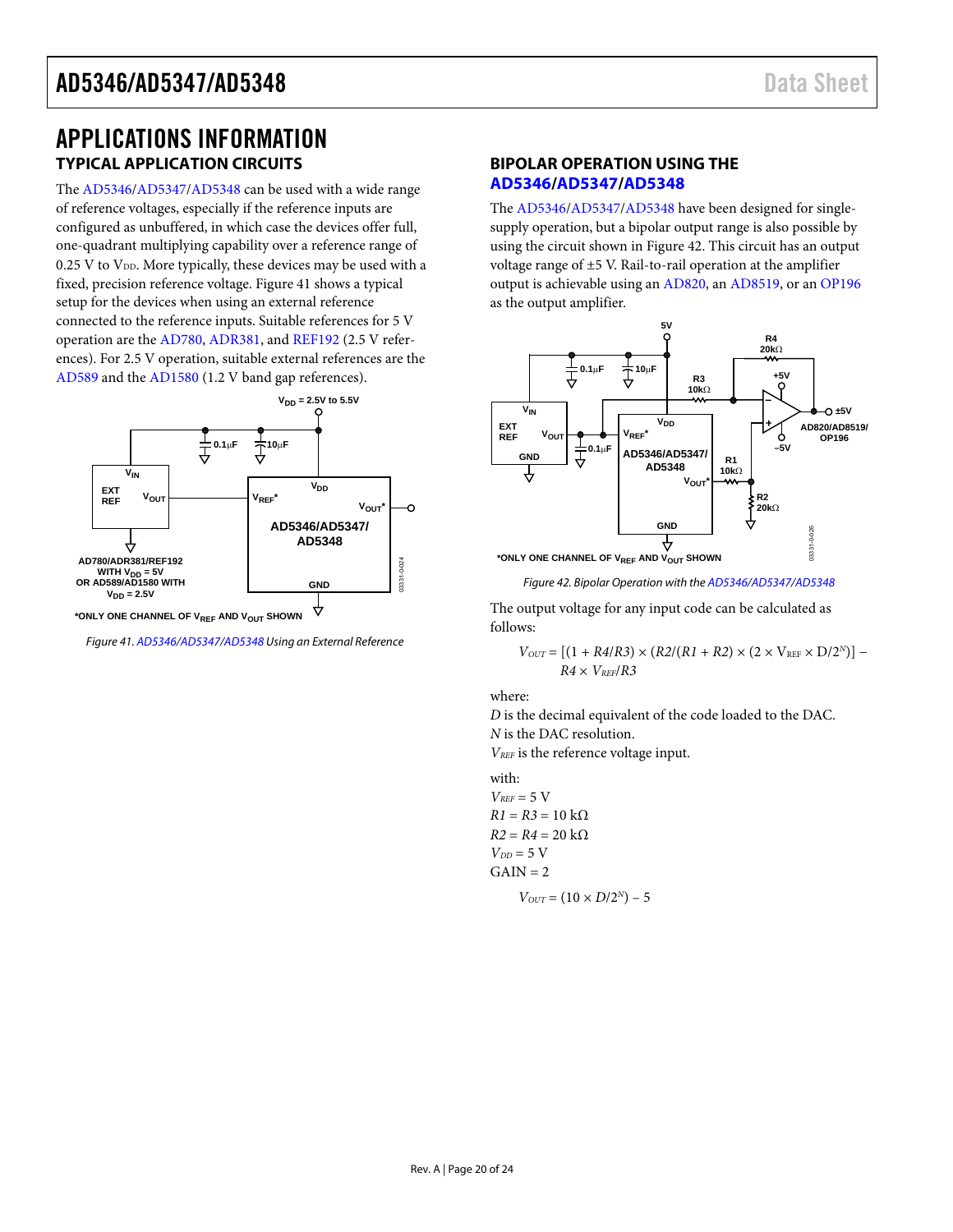# APPLICATIONS INFORMATION

## TYPICAL APPLICATION CIRCUITS

The AD5346/AD5347/AD5348 can be used with a wide range of reference voltages, especially if the reference inputs are configured as unbuffered, in which case the devices offer full, one-quadrant multiplying capability over a reference range of 0.25 V to $V_{DD}$. More typically, these devices may be used with a fixed, precision reference voltage. Figure 41 shows a typical setup for the devices when using an external reference connected to the reference inputs. Suitable references for 5 V operation are the AD780, ADR381, and REF192 (2.5 V references). For 2.5 V operation, suitable external references are the AD589 and the AD1580 (1.2 V band gap references).

Figure 41. AD5346/AD5347/AD5348 Using an External Reference

## BIPOLAR OPERATION USING THE AD5346/AD5347/AD5348

The AD5346/AD5347/AD5348 have been designed for single-supply operation, but a bipolar output range is also possible by using the circuit shown in Figure 42. This circuit has an output voltage range of ±5 V. Rail-to-rail operation at the amplifier output is achievable using an AD820, an AD8519, or an OP196 as the output amplifier.

Figure 42. Bipolar Operation with the AD5346/AD5347/AD5348

The output voltage for any input code can be calculated as follows:

$$V_{OUT} = [(1 + R4/R3) \times (R2/(R1 + R2) \times (2 \times V_{REF} \times D/2^N)] - R4 \times V_{REF}/R3$$

where:
$D$ is the decimal equivalent of the code loaded to the DAC.
$N$ is the DAC resolution.
$V_{REF}$ is the reference voltage input.

with:
$V_{REF} = 5$ V
$R1 = R3 = 10$ kΩ
$R2 = R4 = 20$ kΩ
$V_{DD} = 5$ V
GAIN = 2

$$V_{OUT} = (10 \times D/2^N) - 5$$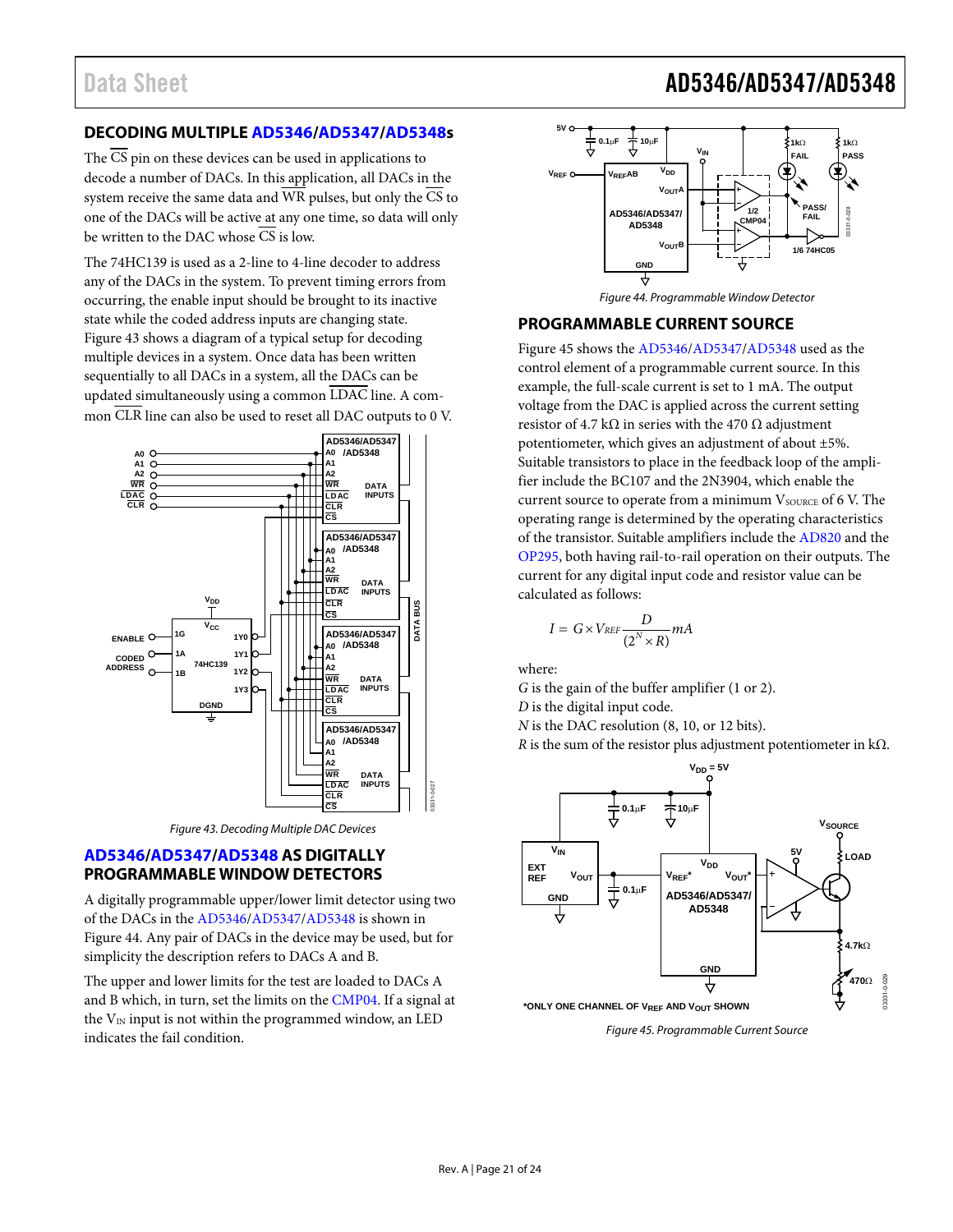## DECODING MULTIPLE AD5346/AD5347/AD5348s

The $\overline{CS}$ pin on these devices can be used in applications to decode a number of DACs. In this application, all DACs in the system receive the same data and $\overline{WR}$ pulses, but only the $\overline{CS}$ to one of the DACs will be active at any one time, so data will only be written to the DAC whose $\overline{CS}$ is low.

The 74HC139 is used as a 2-line to 4-line decoder to address any of the DACs in the system. To prevent timing errors from occurring, the enable input should be brought to its inactive state while the coded address inputs are changing state. Figure 43 shows a diagram of a typical setup for decoding multiple devices in a system. Once data has been written sequentially to all DACs in a system, all the DACs can be updated simultaneously using a common $\overline{LDAC}$ line. A common $\overline{CLR}$ line can also be used to reset all DAC outputs to 0 V.

Figure 43. Decoding Multiple DAC Devices

## AD5346/AD5347/AD5348 AS DIGITALLY PROGRAMMABLE WINDOW DETECTORS

A digitally programmable upper/lower limit detector using two of the DACs in the AD5346/AD5347/AD5348 is shown in Figure 44. Any pair of DACs in the device may be used, but for simplicity the description refers to DACs A and B.

The upper and lower limits for the test are loaded to DACs A and B which, in turn, set the limits on the CMP04. If a signal at the $V_{IN}$ input is not within the programmed window, an LED indicates the fail condition.

Figure 44. Programmable Window Detector

## PROGRAMMABLE CURRENT SOURCE

Figure 45 shows the AD5346/AD5347/AD5348 used as the control element of a programmable current source. In this example, the full-scale current is set to 1 mA. The output voltage from the DAC is applied across the current setting resistor of 4.7 kΩ in series with the 470 Ω adjustment potentiometer, which gives an adjustment of about ±5%. Suitable transistors to place in the feedback loop of the amplifier include the BC107 and the 2N3904, which enable the current source to operate from a minimum $V_{SOURCE}$ of 6 V. The operating range is determined by the operating characteristics of the transistor. Suitable amplifiers include the AD820 and the OP295, both having rail-to-rail operation on their outputs. The current for any digital input code and resistor value can be calculated as follows:

$$I = G \times V_{REF} \frac{D}{(2^N \times R)} mA$$

where:
*G* is the gain of the buffer amplifier (1 or 2).
*D* is the digital input code.
*N* is the DAC resolution (8, 10, or 12 bits).
*R* is the sum of the resistor plus adjustment potentiometer in kΩ.

Figure 45. Programmable Current Source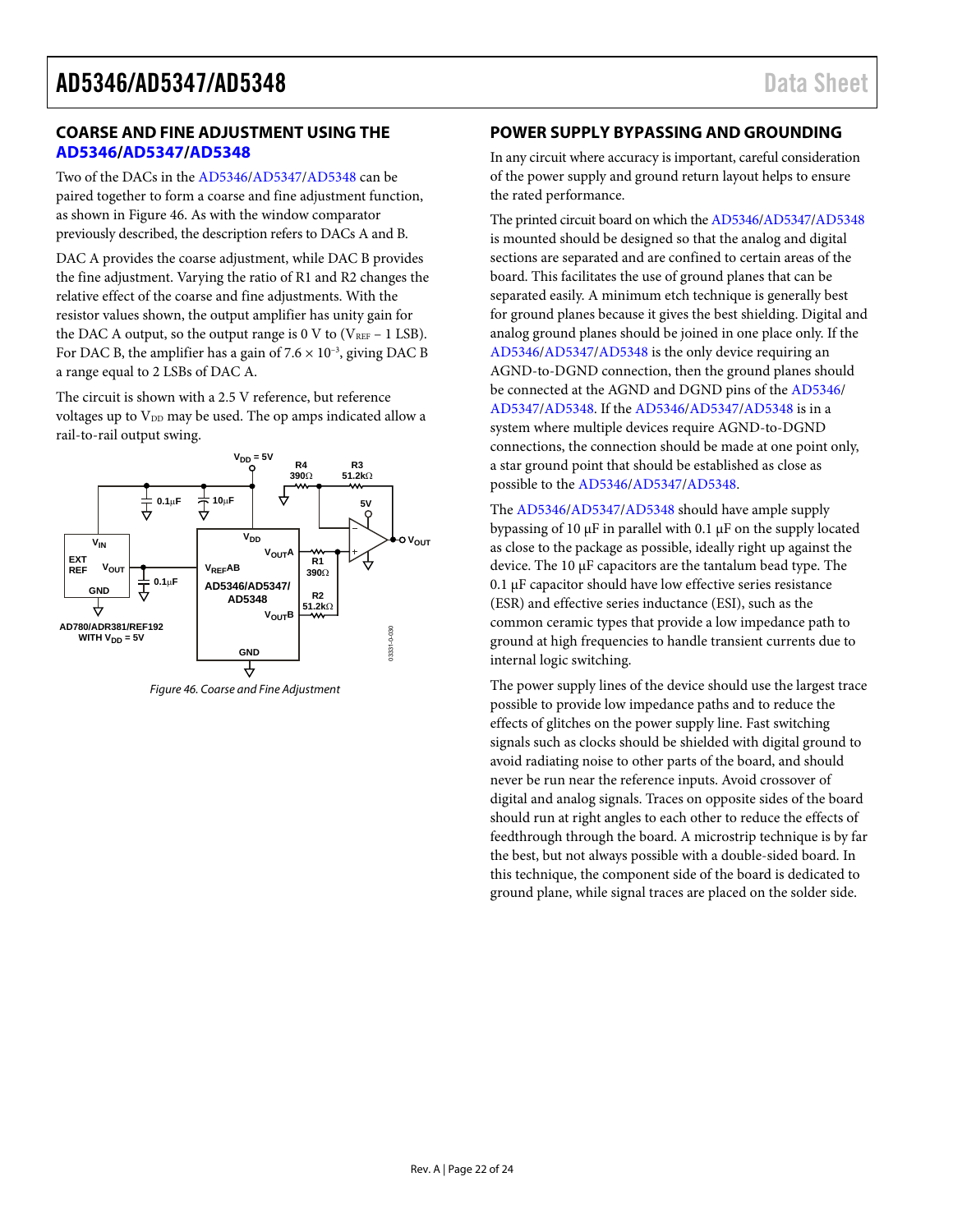## COARSE AND FINE ADJUSTMENT USING THE AD5346/AD5347/AD5348

Two of the DACs in the AD5346/AD5347/AD5348 can be paired together to form a coarse and fine adjustment function, as shown in Figure 46. As with the window comparator previously described, the description refers to DACs A and B.

DAC A provides the coarse adjustment, while DAC B provides the fine adjustment. Varying the ratio of R1 and R2 changes the relative effect of the coarse and fine adjustments. With the resistor values shown, the output amplifier has unity gain for the DAC A output, so the output range is 0 V to ($V_{REF}$ − 1 LSB). For DAC B, the amplifier has a gain of $7.6 \times 10^{-3}$, giving DAC B a range equal to 2 LSBs of DAC A.

The circuit is shown with a 2.5 V reference, but reference voltages up to $V_{DD}$ may be used. The op amps indicated allow a rail-to-rail output swing.

*Figure 46. Coarse and Fine Adjustment*

## POWER SUPPLY BYPASSING AND GROUNDING

In any circuit where accuracy is important, careful consideration of the power supply and ground return layout helps to ensure the rated performance.

The printed circuit board on which the AD5346/AD5347/AD5348 is mounted should be designed so that the analog and digital sections are separated and are confined to certain areas of the board. This facilitates the use of ground planes that can be separated easily. A minimum etch technique is generally best for ground planes because it gives the best shielding. Digital and analog ground planes should be joined in one place only. If the AD5346/AD5347/AD5348 is the only device requiring an AGND-to-DGND connection, then the ground planes should be connected at the AGND and DGND pins of the AD5346/AD5347/AD5348. If the AD5346/AD5347/AD5348 is in a system where multiple devices require AGND-to-DGND connections, the connection should be made at one point only, a star ground point that should be established as close as possible to the AD5346/AD5347/AD5348.

The AD5346/AD5347/AD5348 should have ample supply bypassing of 10 µF in parallel with 0.1 µF on the supply located as close to the package as possible, ideally right up against the device. The 10 µF capacitors are the tantalum bead type. The 0.1 µF capacitor should have low effective series resistance (ESR) and effective series inductance (ESI), such as the common ceramic types that provide a low impedance path to ground at high frequencies to handle transient currents due to internal logic switching.

The power supply lines of the device should use the largest trace possible to provide low impedance paths and to reduce the effects of glitches on the power supply line. Fast switching signals such as clocks should be shielded with digital ground to avoid radiating noise to other parts of the board, and should never be run near the reference inputs. Avoid crossover of digital and analog signals. Traces on opposite sides of the board should run at right angles to each other to reduce the effects of feedthrough through the board. A microstrip technique is by far the best, but not always possible with a double-sided board. In this technique, the component side of the board is dedicated to ground plane, while signal traces are placed on the solder side.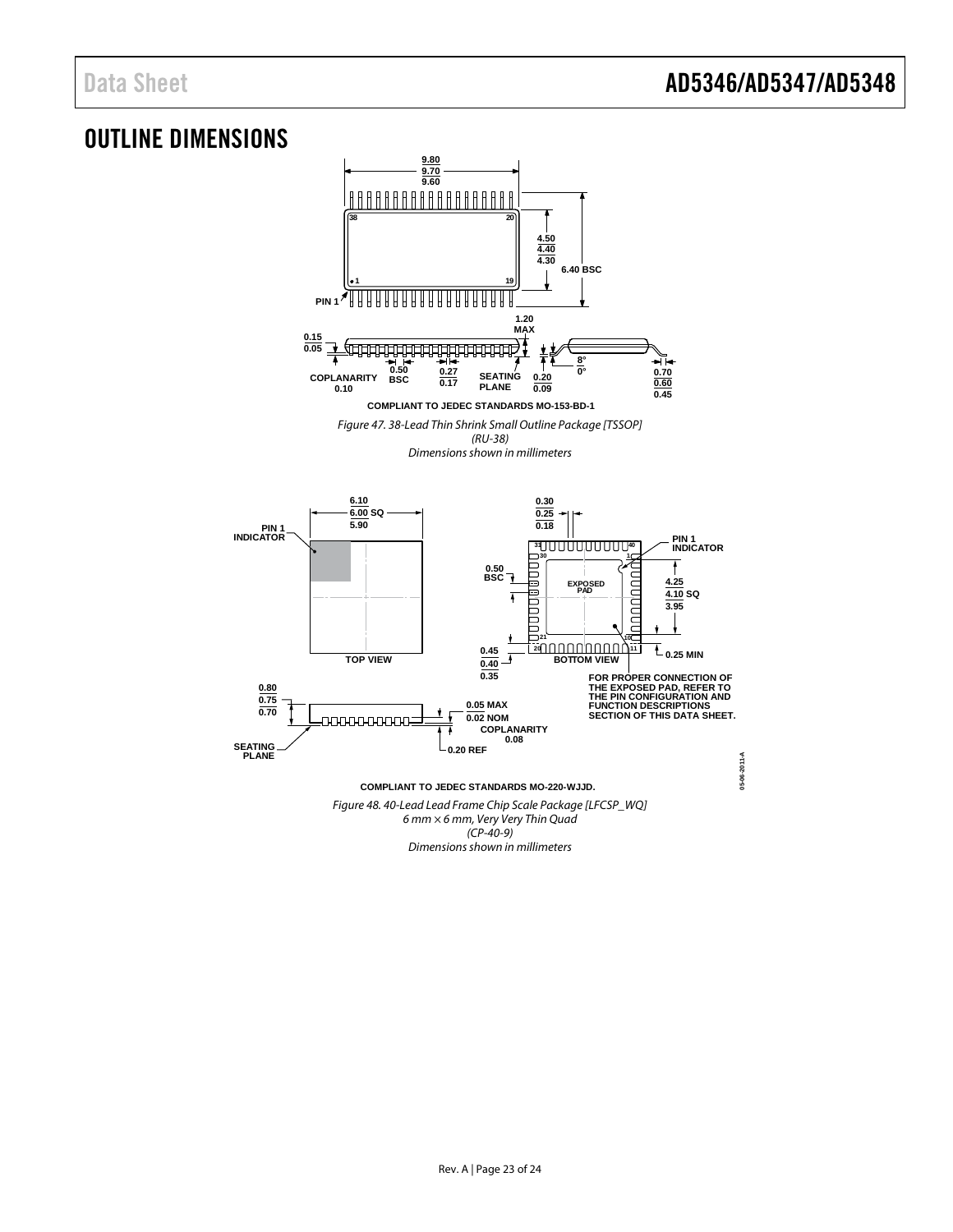# OUTLINE DIMENSIONS

COMPLIANT TO JEDEC STANDARDS MO-153-BD-1

*Figure 47. 38-Lead Thin Shrink Small Outline Package [TSSOP] (RU-38) Dimensions shown in millimeters*

FOR PROPER CONNECTION OF THE EXPOSED PAD, REFER TO THE PIN CONFIGURATION AND FUNCTION DESCRIPTIONS SECTION OF THIS DATA SHEET.

COMPLIANT TO JEDEC STANDARDS MO-220-WJJD.

*Figure 48. 40-Lead Lead Frame Chip Scale Package [LFCSP_WQ] 6 mm × 6 mm, Very Very Thin Quad (CP-40-9) Dimensions shown in millimeters*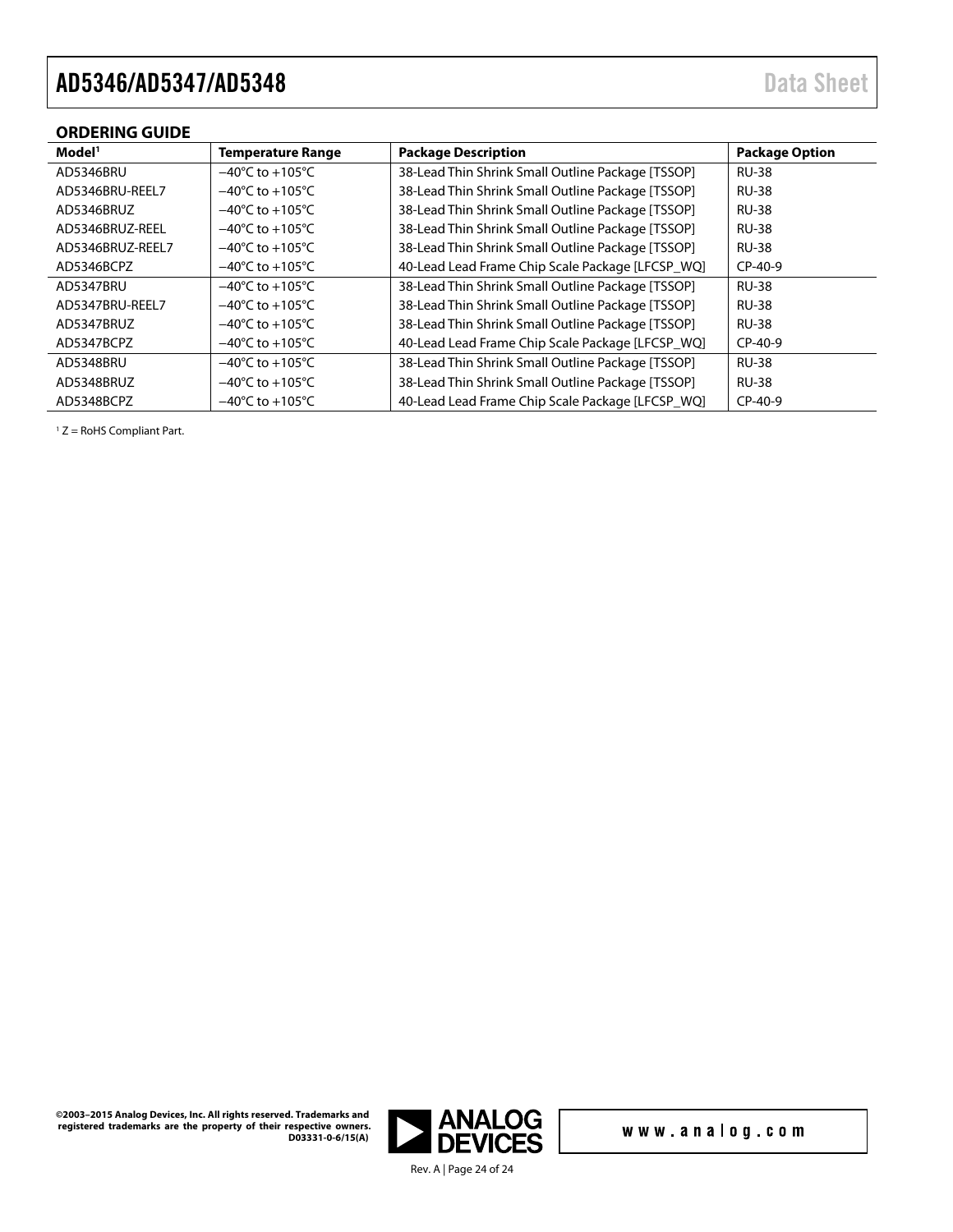## ORDERING GUIDE

| Model[1] | Temperature Range | Package Description | Package Option |
|---|---|---|---|
| AD5346BRU | −40°C to +105°C | 38-Lead Thin Shrink Small Outline Package [TSSOP] | RU-38 |
| AD5346BRU-REEL7 | −40°C to +105°C | 38-Lead Thin Shrink Small Outline Package [TSSOP] | RU-38 |
| AD5346BRUZ | −40°C to +105°C | 38-Lead Thin Shrink Small Outline Package [TSSOP] | RU-38 |
| AD5346BRUZ-REEL | −40°C to +105°C | 38-Lead Thin Shrink Small Outline Package [TSSOP] | RU-38 |
| AD5346BRUZ-REEL7 | −40°C to +105°C | 38-Lead Thin Shrink Small Outline Package [TSSOP] | RU-38 |
| AD5346BCPZ | −40°C to +105°C | 40-Lead Lead Frame Chip Scale Package [LFCSP_WQ] | CP-40-9 |
| AD5347BRU | −40°C to +105°C | 38-Lead Thin Shrink Small Outline Package [TSSOP] | RU-38 |
| AD5347BRU-REEL7 | −40°C to +105°C | 38-Lead Thin Shrink Small Outline Package [TSSOP] | RU-38 |
| AD5347BRUZ | −40°C to +105°C | 38-Lead Thin Shrink Small Outline Package [TSSOP] | RU-38 |
| AD5347BCPZ | −40°C to +105°C | 40-Lead Lead Frame Chip Scale Package [LFCSP_WQ] | CP-40-9 |
| AD5348BRU | −40°C to +105°C | 38-Lead Thin Shrink Small Outline Package [TSSOP] | RU-38 |
| AD5348BRUZ | −40°C to +105°C | 38-Lead Thin Shrink Small Outline Package [TSSOP] | RU-38 |
| AD5348BCPZ | −40°C to +105°C | 40-Lead Lead Frame Chip Scale Package [LFCSP_WQ] | CP-40-9 |

[1] Z = RoHS Compliant Part.

©2003–2015 Analog Devices, Inc. All rights reserved. Trademarks and registered trademarks are the property of their respective owners.
D03331-0-6/15(A)

www.analog.com